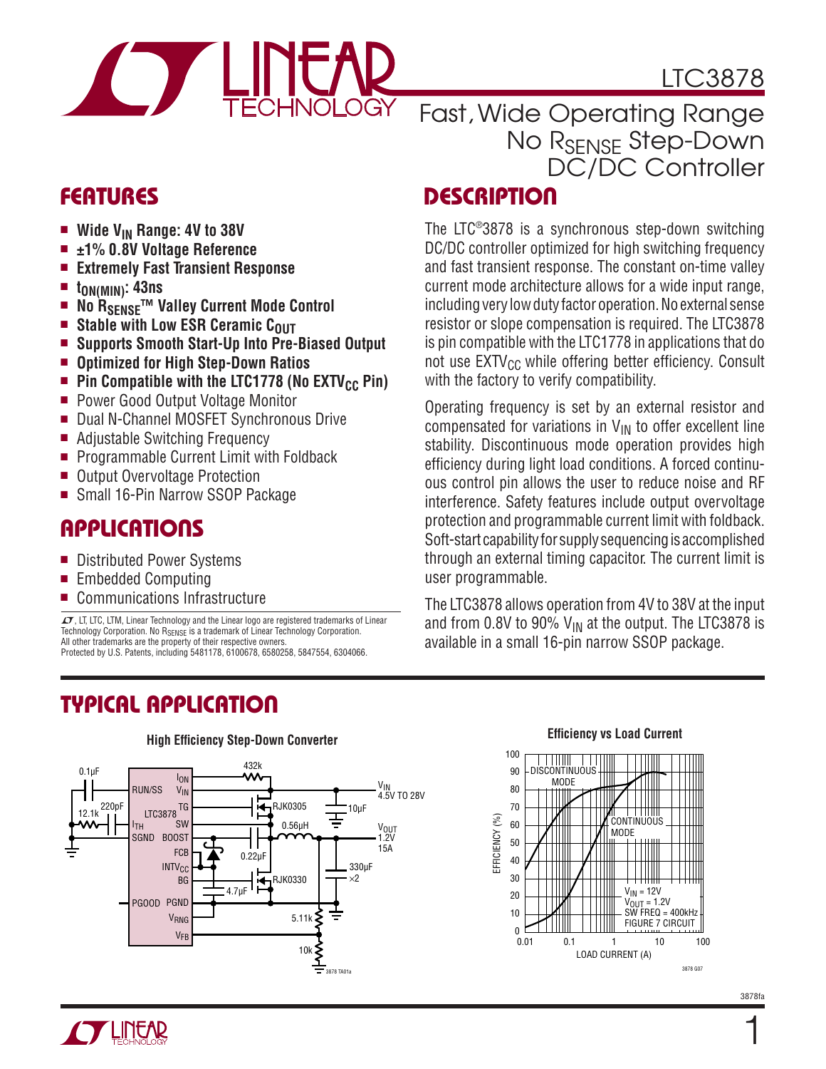# LTC3878

## Fast, Wide Operating Range No $R_{SENSE}$ Step-Down DC/DC Controller

## FEATURES

- **Wide $V_{IN}$ Range: 4V to 38V**
- **±1% 0.8V Voltage Reference**
- **Extremely Fast Transient Response**
- **$t_{ON(MIN)}$: 43ns**
- **No $R_{SENSE}$™ Valley Current Mode Control**
- **Stable with Low ESR Ceramic $C_{OUT}$**
- **Supports Smooth Start-Up Into Pre-Biased Output**
- **Optimized for High Step-Down Ratios**
- **Pin Compatible with the LTC1778 (No $EXTV_{CC}$ Pin)**
- Power Good Output Voltage Monitor
- Dual N-Channel MOSFET Synchronous Drive
- Adjustable Switching Frequency
- Programmable Current Limit with Foldback
- Output Overvoltage Protection
- Small 16-Pin Narrow SSOP Package

## APPLICATIONS

- Distributed Power Systems
- Embedded Computing
- Communications Infrastructure

LT, LTC, LTM, Linear Technology and the Linear logo are registered trademarks of Linear Technology Corporation. No $R_{SENSE}$ is a trademark of Linear Technology Corporation. All other trademarks are the property of their respective owners. Protected by U.S. Patents, including 5481178, 6100678, 6580258, 5847554, 6304066.

## DESCRIPTION

The LTC®3878 is a synchronous step-down switching DC/DC controller optimized for high switching frequency and fast transient response. The constant on-time valley current mode architecture allows for a wide input range, including very low duty factor operation. No external sense resistor or slope compensation is required. The LTC3878 is pin compatible with the LTC1778 in applications that do not use $EXTV_{CC}$ while offering better efficiency. Consult with the factory to verify compatibility.

Operating frequency is set by an external resistor and compensated for variations in $V_{IN}$ to offer excellent line stability. Discontinuous mode operation provides high efficiency during light load conditions. A forced continuous control pin allows the user to reduce noise and RF interference. Safety features include output overvoltage protection and programmable current limit with foldback. Soft-start capability for supply sequencing is accomplished through an external timing capacitor. The current limit is user programmable.

The LTC3878 allows operation from 4V to 38V at the input and from 0.8V to 90% $V_{IN}$ at the output. The LTC3878 is available in a small 16-pin narrow SSOP package.

## TYPICAL APPLICATION

**High Efficiency Step-Down Converter**

**Efficiency vs Load Current**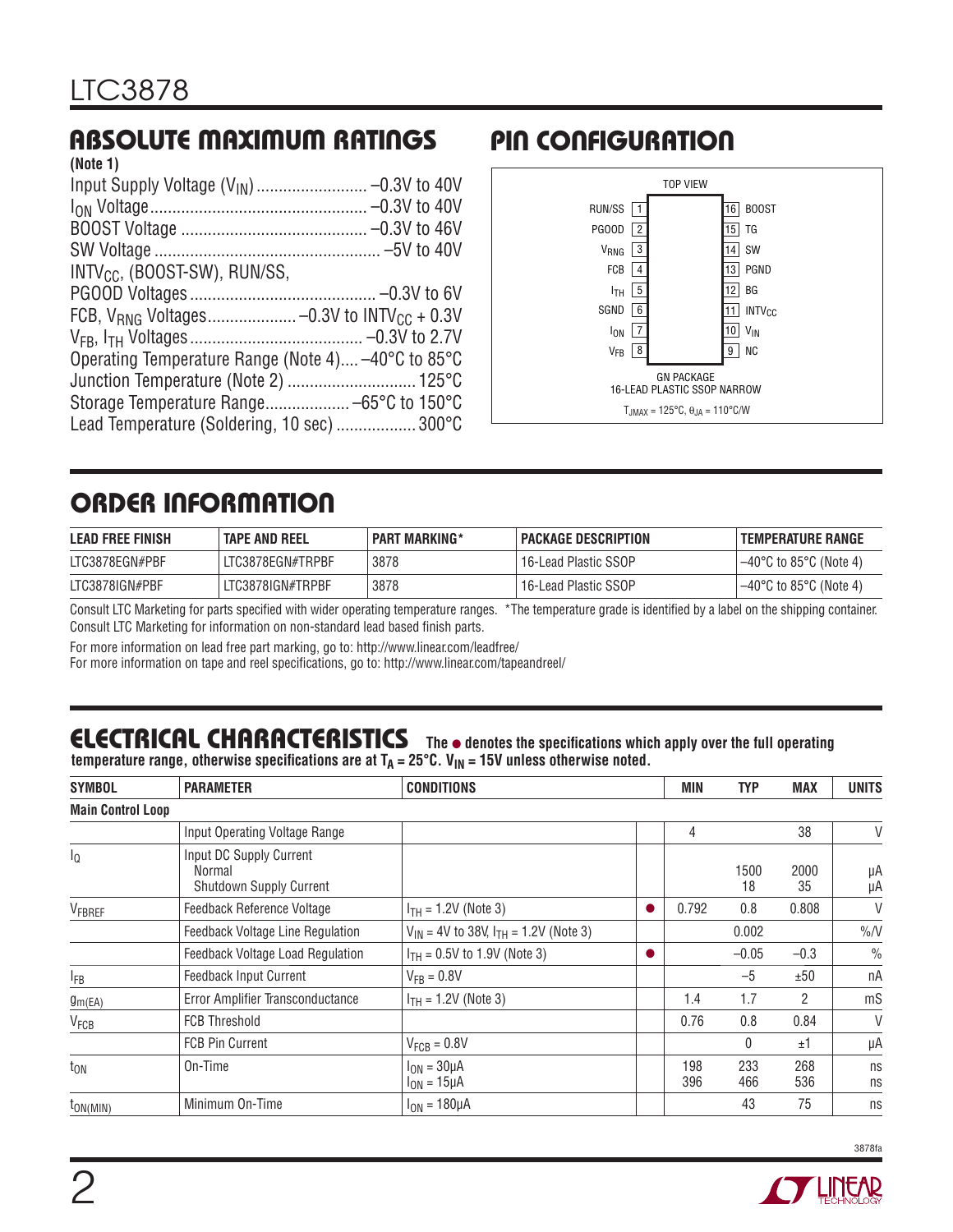## ABSOLUTE MAXIMUM RATINGS

(Note 1)

Input Supply Voltage ($V_{IN}$) ......................... –0.3V to 40V
$I_{ON}$ Voltage ................................................ –0.3V to 40V
BOOST Voltage .......................................... –0.3V to 46V
SW Voltage .................................................. –5V to 40V
$INTV_{CC}$, (BOOST-SW), RUN/SS,
PGOOD Voltages ......................................... –0.3V to 6V
FCB, $V_{RNG}$ Voltages.................... –0.3V to $INTV_{CC}$ + 0.3V
$V_{FB}$, $I_{TH}$ Voltages ....................................... –0.3V to 2.7V
Operating Temperature Range (Note 4).... –40°C to 85°C
Junction Temperature (Note 2) ............................ 125°C
Storage Temperature Range................... –65°C to 150°C
Lead Temperature (Soldering, 10 sec) ................. 300°C

## PIN CONFIGURATION

TOP VIEW

| Pin | Name | Pin | Name |
|---|---|---|---|
| 1 | RUN/SS | 16 | BOOST |
| 2 | PGOOD | 15 | TG |
| 3 | $V_{RNG}$ | 14 | SW |
| 4 | FCB | 13 | PGND |
| 5 | $I_{TH}$ | 12 | BG |
| 6 | SGND | 11 | $INTV_{CC}$ |
| 7 | $I_{ON}$ | 10 | $V_{IN}$ |
| 8 | $V_{FB}$ | 9 | NC |

GN PACKAGE
16-LEAD PLASTIC SSOP NARROW
$T_{JMAX}$ = 125°C, $\theta_{JA}$ = 110°C/W

## ORDER INFORMATION

| LEAD FREE FINISH | TAPE AND REEL | PART MARKING* | PACKAGE DESCRIPTION | TEMPERATURE RANGE |
|---|---|---|---|---|
| LTC3878EGN#PBF | LTC3878EGN#TRPBF | 3878 | 16-Lead Plastic SSOP | –40°C to 85°C (Note 4) |
| LTC3878IGN#PBF | LTC3878IGN#TRPBF | 3878 | 16-Lead Plastic SSOP | –40°C to 85°C (Note 4) |

Consult LTC Marketing for parts specified with wider operating temperature ranges. *The temperature grade is identified by a label on the shipping container.
Consult LTC Marketing for information on non-standard lead based finish parts.

For more information on lead free part marking, go to: http://www.linear.com/leadfree/
For more information on tape and reel specifications, go to: http://www.linear.com/tapeandreel/

## ELECTRICAL CHARACTERISTICS

**The ● denotes the specifications which apply over the full operating temperature range, otherwise specifications are at $T_A$ = 25°C. $V_{IN}$ = 15V unless otherwise noted.**

| SYMBOL | PARAMETER | CONDITIONS | | MIN | TYP | MAX | UNITS |
|---|---|---|---|---|---|---|---|
| **Main Control Loop** | | | | | | | |
| | Input Operating Voltage Range | | | 4 | | 38 | V |
| $I_Q$ | Input DC Supply Current<br>Normal<br>Shutdown Supply Current | | | | 1500<br>18 | 2000<br>35 | µA<br>µA |
| $V_{FBREF}$ | Feedback Reference Voltage | $I_{TH}$ = 1.2V (Note 3) | ● | 0.792 | 0.8 | 0.808 | V |
| | Feedback Voltage Line Regulation | $V_{IN}$ = 4V to 38V, $I_{TH}$ = 1.2V (Note 3) | | | 0.002 | | %/V |
| | Feedback Voltage Load Regulation | $I_{TH}$ = 0.5V to 1.9V (Note 3) | ● | | –0.05 | –0.3 | % |
| $I_{FB}$ | Feedback Input Current | $V_{FB}$ = 0.8V | | | –5 | ±50 | nA |
| $g_{m(EA)}$ | Error Amplifier Transconductance | $I_{TH}$ = 1.2V (Note 3) | | 1.4 | 1.7 | 2 | mS |
| $V_{FCB}$ | FCB Threshold | | | 0.76 | 0.8 | 0.84 | V |
| | FCB Pin Current | $V_{FCB}$ = 0.8V | | | 0 | ±1 | µA |
| $t_{ON}$ | On-Time | $I_{ON}$ = 30µA<br>$I_{ON}$ = 15µA | | 198<br>396 | 233<br>466 | 268<br>536 | ns<br>ns |
| $t_{ON(MIN)}$ | Minimum On-Time | $I_{ON}$ = 180µA | | | 43 | 75 | ns |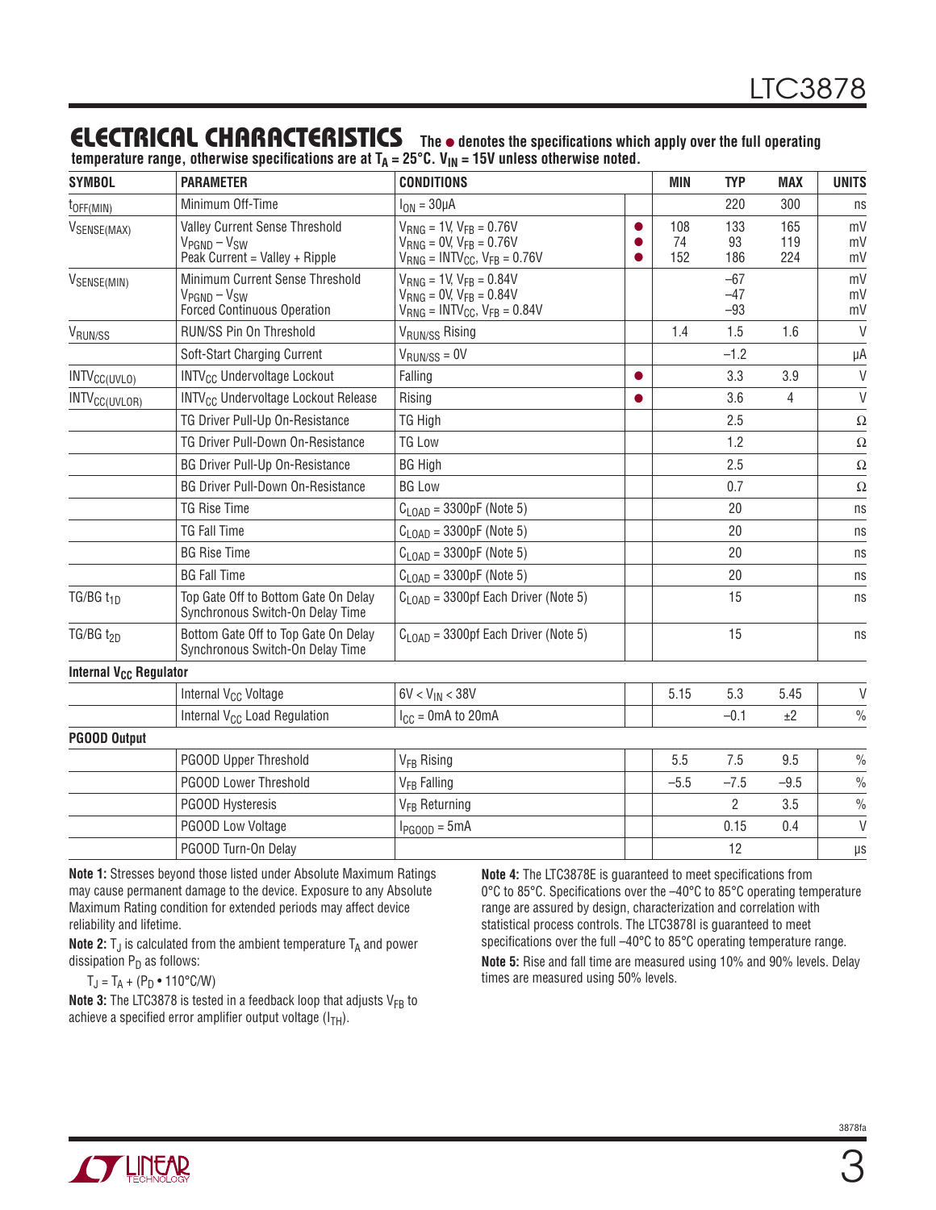## ELECTRICAL CHARACTERISTICS

**The ● denotes the specifications which apply over the full operating temperature range, otherwise specifications are at $T_A$ = 25°C. $V_{IN}$ = 15V unless otherwise noted.**

| SYMBOL | PARAMETER | CONDITIONS | | MIN | TYP | MAX | UNITS |
|---|---|---|---|---|---|---|---|
| $t_{OFF(MIN)}$ | Minimum Off-Time | $I_{ON}$ = 30µA | | | 220 | 300 | ns |
| $V_{SENSE(MAX)}$ | Valley Current Sense Threshold $V_{PGND} – V_{SW}$ Peak Current = Valley + Ripple | $V_{RNG}$ = 1V, $V_{FB}$ = 0.76V<br>$V_{RNG}$ = 0V, $V_{FB}$ = 0.76V<br>$V_{RNG}$ = $INTV_{CC}$, $V_{FB}$ = 0.76V | ●<br>●<br>● | 108<br>74<br>152 | 133<br>93<br>186 | 165<br>119<br>224 | mV<br>mV<br>mV |
| $V_{SENSE(MIN)}$ | Minimum Current Sense Threshold $V_{PGND} – V_{SW}$ Forced Continuous Operation | $V_{RNG}$ = 1V, $V_{FB}$ = 0.84V<br>$V_{RNG}$ = 0V, $V_{FB}$ = 0.84V<br>$V_{RNG}$ = $INTV_{CC}$, $V_{FB}$ = 0.84V | | | –67<br>–47<br>–93 | | mV<br>mV<br>mV |
| $V_{RUN/SS}$ | RUN/SS Pin On Threshold | $V_{RUN/SS}$ Rising | | 1.4 | 1.5 | 1.6 | V |
| | Soft-Start Charging Current | $V_{RUN/SS}$ = 0V | | | –1.2 | | µA |
| $INTV_{CC(UVLO)}$ | $INTV_{CC}$ Undervoltage Lockout | Falling | ● | | 3.3 | 3.9 | V |
| $INTV_{CC(UVLOR)}$ | $INTV_{CC}$ Undervoltage Lockout Release | Rising | ● | | 3.6 | 4 | V |
| | TG Driver Pull-Up On-Resistance | TG High | | | 2.5 | | Ω |
| | TG Driver Pull-Down On-Resistance | TG Low | | | 1.2 | | Ω |
| | BG Driver Pull-Up On-Resistance | BG High | | | 2.5 | | Ω |
| | BG Driver Pull-Down On-Resistance | BG Low | | | 0.7 | | Ω |
| | TG Rise Time | $C_{LOAD}$ = 3300pF (Note 5) | | | 20 | | ns |
| | TG Fall Time | $C_{LOAD}$ = 3300pF (Note 5) | | | 20 | | ns |
| | BG Rise Time | $C_{LOAD}$ = 3300pF (Note 5) | | | 20 | | ns |
| | BG Fall Time | $C_{LOAD}$ = 3300pF (Note 5) | | | 20 | | ns |
| TG/BG $t_{1D}$ | Top Gate Off to Bottom Gate On Delay Synchronous Switch-On Delay Time | $C_{LOAD}$ = 3300pf Each Driver (Note 5) | | | 15 | | ns |
| TG/BG $t_{2D}$ | Bottom Gate Off to Top Gate On Delay Synchronous Switch-On Delay Time | $C_{LOAD}$ = 3300pf Each Driver (Note 5) | | | 15 | | ns |
| **Internal $V_{CC}$ Regulator** | | | | | | | |
| | Internal $V_{CC}$ Voltage | 6V < $V_{IN}$ < 38V | | 5.15 | 5.3 | 5.45 | V |
| | Internal $V_{CC}$ Load Regulation | $I_{CC}$ = 0mA to 20mA | | | –0.1 | ±2 | % |
| **PGOOD Output** | | | | | | | |
| | PGOOD Upper Threshold | $V_{FB}$ Rising | | 5.5 | 7.5 | 9.5 | % |
| | PGOOD Lower Threshold | $V_{FB}$ Falling | | –5.5 | –7.5 | –9.5 | % |
| | PGOOD Hysteresis | $V_{FB}$ Returning | | | 2 | 3.5 | % |
| | PGOOD Low Voltage | $I_{PGOOD}$ = 5mA | | | 0.15 | 0.4 | V |
| | PGOOD Turn-On Delay | | | | 12 | | µs |

**Note 1:** Stresses beyond those listed under Absolute Maximum Ratings may cause permanent damage to the device. Exposure to any Absolute Maximum Rating condition for extended periods may affect device reliability and lifetime.

**Note 2:** $T_J$ is calculated from the ambient temperature $T_A$ and power dissipation $P_D$ as follows:

$T_J = T_A + (P_D \cdot 110°C/W)$

**Note 3:** The LTC3878 is tested in a feedback loop that adjusts $V_{FB}$ to achieve a specified error amplifier output voltage ($I_{TH}$).

**Note 4:** The LTC3878E is guaranteed to meet specifications from 0°C to 85°C. Specifications over the –40°C to 85°C operating temperature range are assured by design, characterization and correlation with statistical process controls. The LTC3878I is guaranteed to meet specifications over the full –40°C to 85°C operating temperature range.

**Note 5:** Rise and fall time are measured using 10% and 90% levels. Delay times are measured using 50% levels.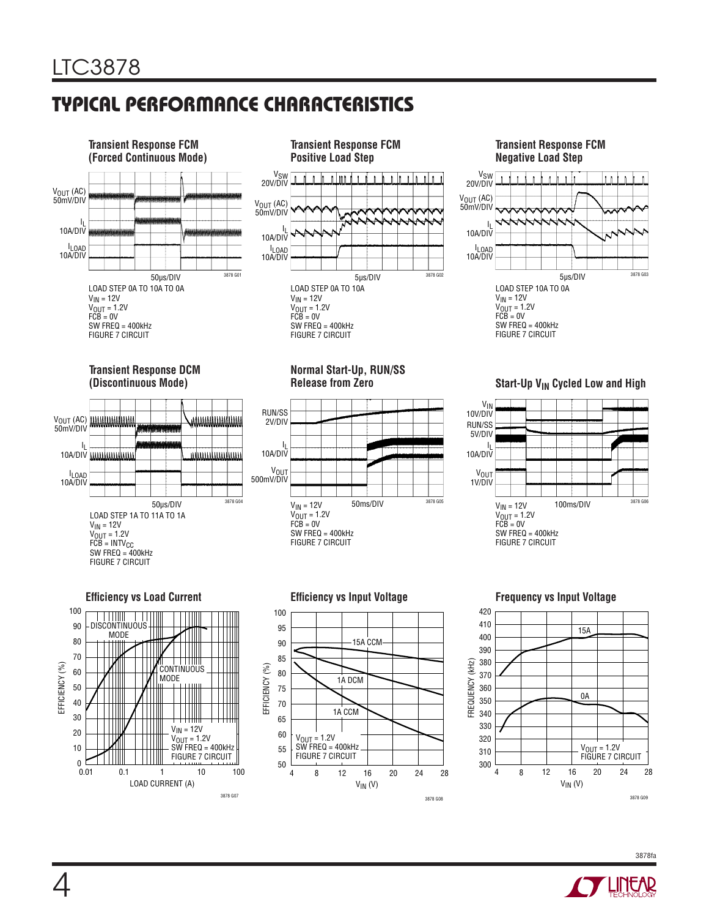## TYPICAL PERFORMANCE CHARACTERISTICS

**Transient Response FCM (Forced Continuous Mode)**

$V_{OUT}$ (AC) 50mV/DIV

$I_L$ 10A/DIV

$I_{LOAD}$ 10A/DIV

50µs/DIV

3878 G01

LOAD STEP 0A TO 10A TO 0A
$V_{IN}$ = 12V
$V_{OUT}$ = 1.2V
FCB = 0V
SW FREQ = 400kHz
FIGURE 7 CIRCUIT

**Transient Response FCM Positive Load Step**

$V_{SW}$ 20V/DIV

$V_{OUT}$ (AC) 50mV/DIV

$I_L$ 10A/DIV

$I_{LOAD}$ 10A/DIV

5µs/DIV

3878 G02

LOAD STEP 0A TO 10A
$V_{IN}$ = 12V
$V_{OUT}$ = 1.2V
FCB = 0V
SW FREQ = 400kHz
FIGURE 7 CIRCUIT

**Transient Response FCM Negative Load Step**

$V_{SW}$ 20V/DIV

$V_{OUT}$ (AC) 50mV/DIV

$I_L$ 10A/DIV

$I_{LOAD}$ 10A/DIV

5µs/DIV

3878 G03

LOAD STEP 10A TO 0A
$V_{IN}$ = 12V
$V_{OUT}$ = 1.2V
FCB = 0V
SW FREQ = 400kHz
FIGURE 7 CIRCUIT

**Transient Response DCM (Discontinuous Mode)**

$V_{OUT}$ (AC) 50mV/DIV

$I_L$ 10A/DIV

$I_{LOAD}$ 10A/DIV

50µs/DIV

3878 G04

LOAD STEP 1A TO 11A TO 1A
$V_{IN}$ = 12V
$V_{OUT}$ = 1.2V
FCB = $INTV_{CC}$
SW FREQ = 400kHz
FIGURE 7 CIRCUIT

**Normal Start-Up, RUN/SS Release from Zero**

RUN/SS 2V/DIV

$I_L$ 10A/DIV

$V_{OUT}$ 500mV/DIV

50ms/DIV

3878 G05

$V_{IN}$ = 12V
$V_{OUT}$ = 1.2V
FCB = 0V
SW FREQ = 400kHz
FIGURE 7 CIRCUIT

**Start-Up $V_{IN}$ Cycled Low and High**

$V_{IN}$ 10V/DIV

RUN/SS 5V/DIV

$I_L$ 10A/DIV

$V_{OUT}$ 1V/DIV

100ms/DIV

3878 G06

$V_{IN}$ = 12V
$V_{OUT}$ = 1.2V
FCB = 0V
SW FREQ = 400kHz
FIGURE 7 CIRCUIT

**Efficiency vs Load Current**

EFFICIENCY (%) vs LOAD CURRENT (A), 0.01 to 100

DISCONTINUOUS MODE

CONTINUOUS MODE

$V_{IN}$ = 12V
$V_{OUT}$ = 1.2V
SW FREQ = 400kHz
FIGURE 7 CIRCUIT

3878 G07

**Efficiency vs Input Voltage**

EFFICIENCY (%) vs $V_{IN}$ (V), 4 to 28

15A CCM

1A DCM

1A CCM

$V_{OUT}$ = 1.2V
SW FREQ = 400kHz
FIGURE 7 CIRCUIT

3878 G08

**Frequency vs Input Voltage**

FREQUENCY (kHz) vs $V_{IN}$ (V), 4 to 28

15A

0A

$V_{OUT}$ = 1.2V
FIGURE 7 CIRCUIT

3878 G09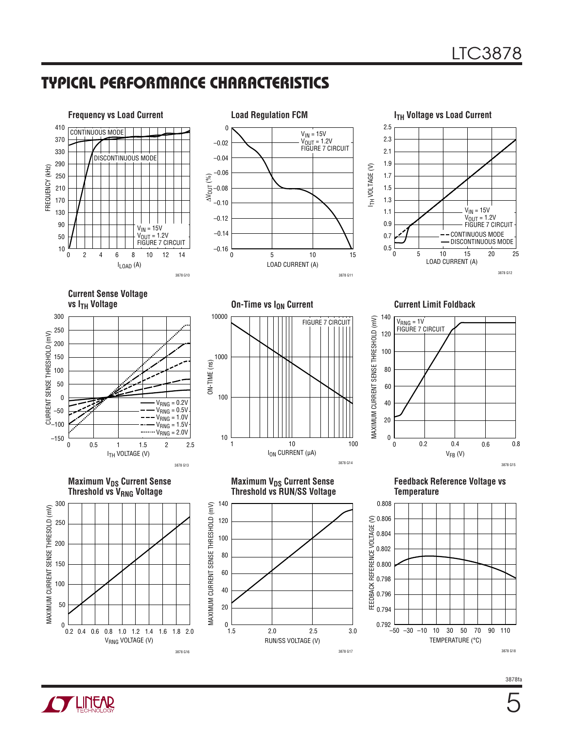## TYPICAL PERFORMANCE CHARACTERISTICS

**Frequency vs Load Current**

CONTINUOUS MODE

DISCONTINUOUS MODE

$V_{IN}$ = 15V
$V_{OUT}$ = 1.2V
FIGURE 7 CIRCUIT

FREQUENCY (kHz) vs $I_{LOAD}$ (A)

3878 G10

**Load Regulation FCM**

$V_{IN}$ = 15V
$V_{OUT}$ = 1.2V
FIGURE 7 CIRCUIT

$\Delta V_{OUT}$ (%) vs LOAD CURRENT (A)

3878 G11

**$I_{TH}$ Voltage vs Load Current**

$V_{IN}$ = 15V
$V_{OUT}$ = 1.2V
FIGURE 7 CIRCUIT

CONTINUOUS MODE
DISCONTINUOUS MODE

$I_{TH}$ VOLTAGE (V) vs LOAD CURRENT (A)

3878 G12

**Current Sense Voltage vs $I_{TH}$ Voltage**

$V_{RNG}$ = 0.2V
$V_{RNG}$ = 0.5V
$V_{RNG}$ = 1.0V
$V_{RNG}$ = 1.5V
$V_{RNG}$ = 2.0V

CURRENT SENSE THRESHOLD (mV) vs $I_{TH}$ VOLTAGE (V)

3878 G13

**On-Time vs $I_{ON}$ Current**

FIGURE 7 CIRCUIT

ON-TIME (ns) vs $I_{ON}$ CURRENT (µA)

3878 G14

**Current Limit Foldback**

$V_{RNG}$ = 1V
FIGURE 7 CIRCUIT

MAXIMUM CURRENT SENSE THRESHOLD (mV) vs $V_{FB}$ (V)

3878 G15

**Maximum $V_{DS}$ Current Sense Threshold vs $V_{RNG}$ Voltage**

MAXIMUM CURRENT SENSE THRESOLD (mV) vs $V_{RNG}$ VOLTAGE (V)

3878 G16

**Maximum $V_{DS}$ Current Sense Threshold vs RUN/SS Voltage**

MAXIMUM CURRENT SENSE THRESHOLD (mV) vs RUN/SS VOLTAGE (V)

3878 G17

**Feedback Reference Voltage vs Temperature**

FEEDBACK REFERENCE VOLTAGE (V) vs TEMPERATURE (°C)

3878 G18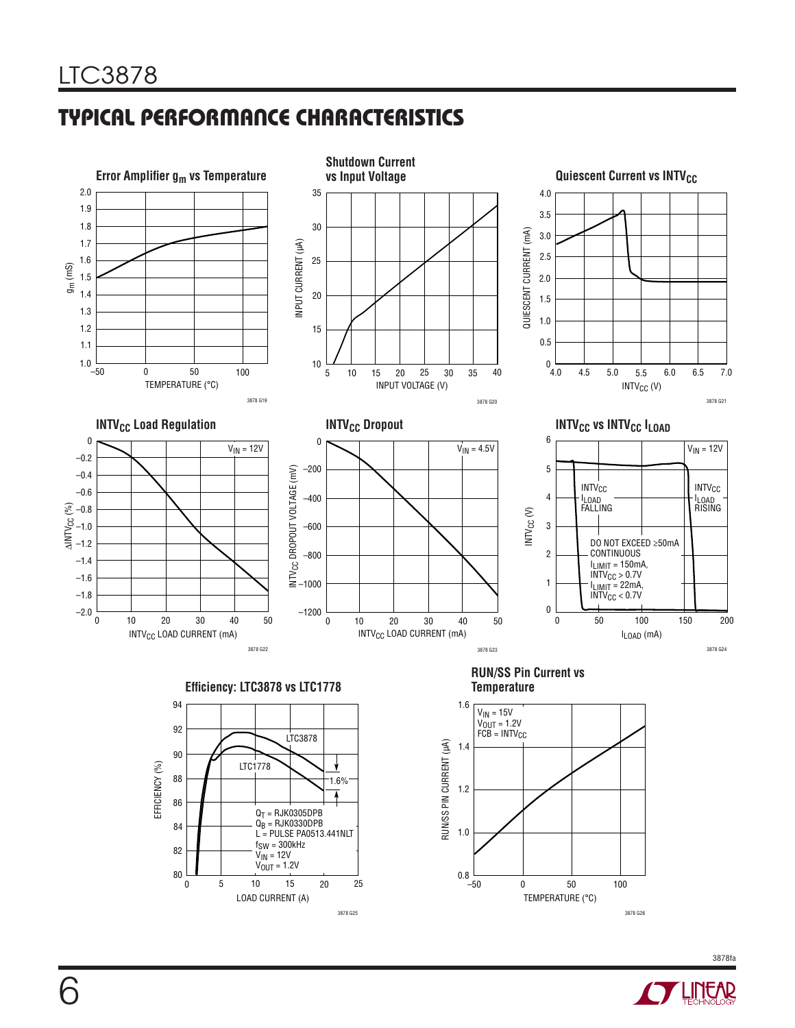## TYPICAL PERFORMANCE CHARACTERISTICS

**Error Amplifier $g_m$ vs Temperature**

3878 G19

**Shutdown Current vs Input Voltage**

3878 G20

**Quiescent Current vs $INTV_{CC}$**

3878 G21

**$INTV_{CC}$ Load Regulation**

3878 G22

**$INTV_{CC}$ Dropout**

3878 G23

**$INTV_{CC}$ vs $INTV_{CC}$ $I_{LOAD}$**

3878 G24

**Efficiency: LTC3878 vs LTC1778**

3878 G25

**RUN/SS Pin Current vs Temperature**

3878 G26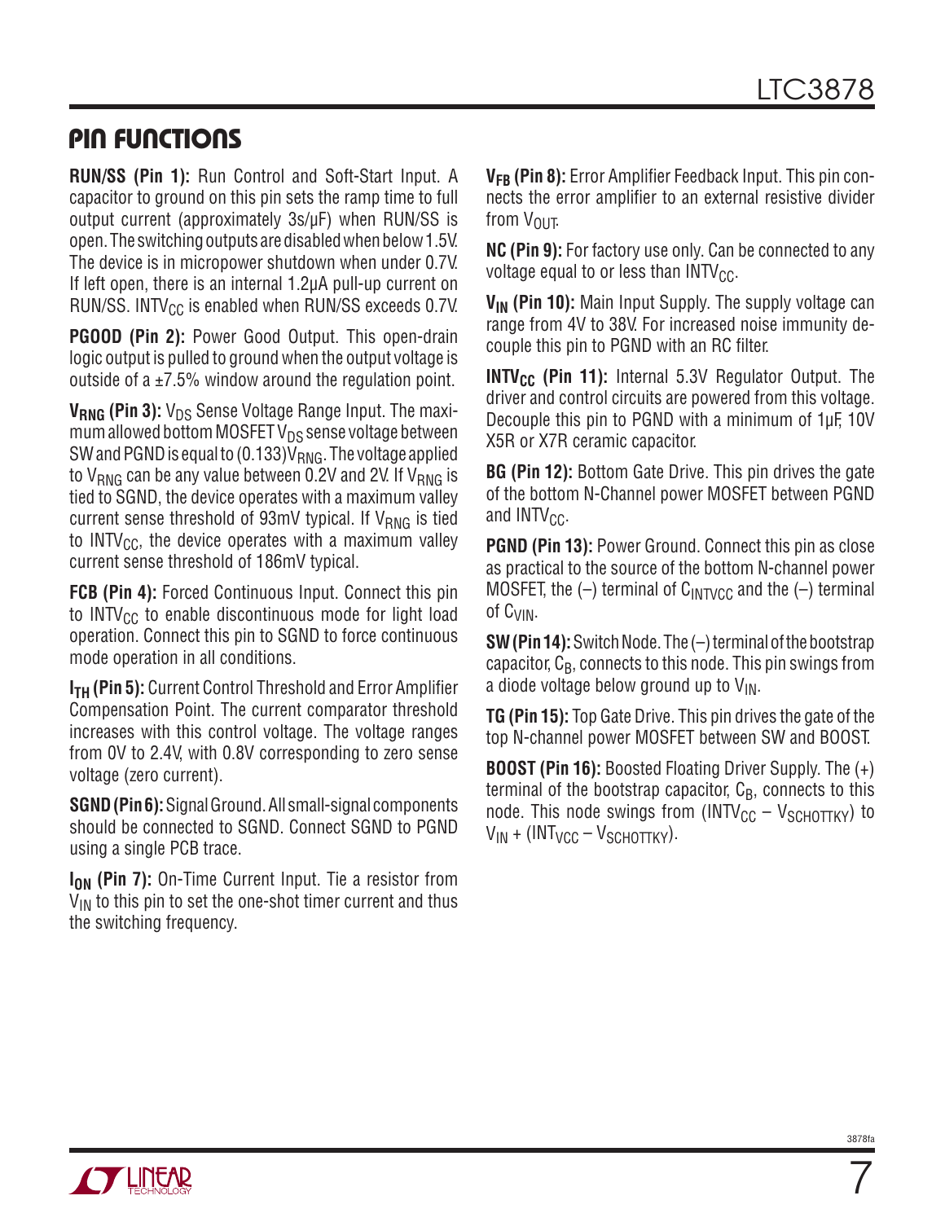## PIN FUNCTIONS

**RUN/SS (Pin 1):** Run Control and Soft-Start Input. A capacitor to ground on this pin sets the ramp time to full output current (approximately 3s/µF) when RUN/SS is open. The switching outputs are disabled when below 1.5V. The device is in micropower shutdown when under 0.7V. If left open, there is an internal 1.2µA pull-up current on RUN/SS. $INTV_{CC}$ is enabled when RUN/SS exceeds 0.7V.

**PGOOD (Pin 2):** Power Good Output. This open-drain logic output is pulled to ground when the output voltage is outside of a ±7.5% window around the regulation point.

**$V_{RNG}$ (Pin 3):** $V_{DS}$ Sense Voltage Range Input. The maximum allowed bottom MOSFET $V_{DS}$ sense voltage between SW and PGND is equal to $(0.133)V_{RNG}$. The voltage applied to $V_{RNG}$ can be any value between 0.2V and 2V. If $V_{RNG}$ is tied to SGND, the device operates with a maximum valley current sense threshold of 93mV typical. If $V_{RNG}$ is tied to $INTV_{CC}$, the device operates with a maximum valley current sense threshold of 186mV typical.

**FCB (Pin 4):** Forced Continuous Input. Connect this pin to $INTV_{CC}$ to enable discontinuous mode for light load operation. Connect this pin to SGND to force continuous mode operation in all conditions.

**$I_{TH}$ (Pin 5):** Current Control Threshold and Error Amplifier Compensation Point. The current comparator threshold increases with this control voltage. The voltage ranges from 0V to 2.4V, with 0.8V corresponding to zero sense voltage (zero current).

**SGND (Pin 6):** Signal Ground. All small-signal components should be connected to SGND. Connect SGND to PGND using a single PCB trace.

**$I_{ON}$ (Pin 7):** On-Time Current Input. Tie a resistor from $V_{IN}$ to this pin to set the one-shot timer current and thus the switching frequency.

**$V_{FB}$ (Pin 8):** Error Amplifier Feedback Input. This pin connects the error amplifier to an external resistive divider from $V_{OUT}$.

**NC (Pin 9):** For factory use only. Can be connected to any voltage equal to or less than $INTV_{CC}$.

**$V_{IN}$ (Pin 10):** Main Input Supply. The supply voltage can range from 4V to 38V. For increased noise immunity decouple this pin to PGND with an RC filter.

**$INTV_{CC}$ (Pin 11):** Internal 5.3V Regulator Output. The driver and control circuits are powered from this voltage. Decouple this pin to PGND with a minimum of 1µF, 10V X5R or X7R ceramic capacitor.

**BG (Pin 12):** Bottom Gate Drive. This pin drives the gate of the bottom N-Channel power MOSFET between PGND and $INTV_{CC}$.

**PGND (Pin 13):** Power Ground. Connect this pin as close as practical to the source of the bottom N-channel power MOSFET, the (–) terminal of $C_{INTVCC}$ and the (–) terminal of $C_{VIN}$.

**SW (Pin 14):** Switch Node. The (–) terminal of the bootstrap capacitor, $C_B$, connects to this node. This pin swings from a diode voltage below ground up to $V_{IN}$.

**TG (Pin 15):** Top Gate Drive. This pin drives the gate of the top N-channel power MOSFET between SW and BOOST.

**BOOST (Pin 16):** Boosted Floating Driver Supply. The (+) terminal of the bootstrap capacitor, $C_B$, connects to this node. This node swings from $(INTV_{CC} – V_{SCHOTTKY})$ to $V_{IN} + (INT_{VCC} – V_{SCHOTTKY})$.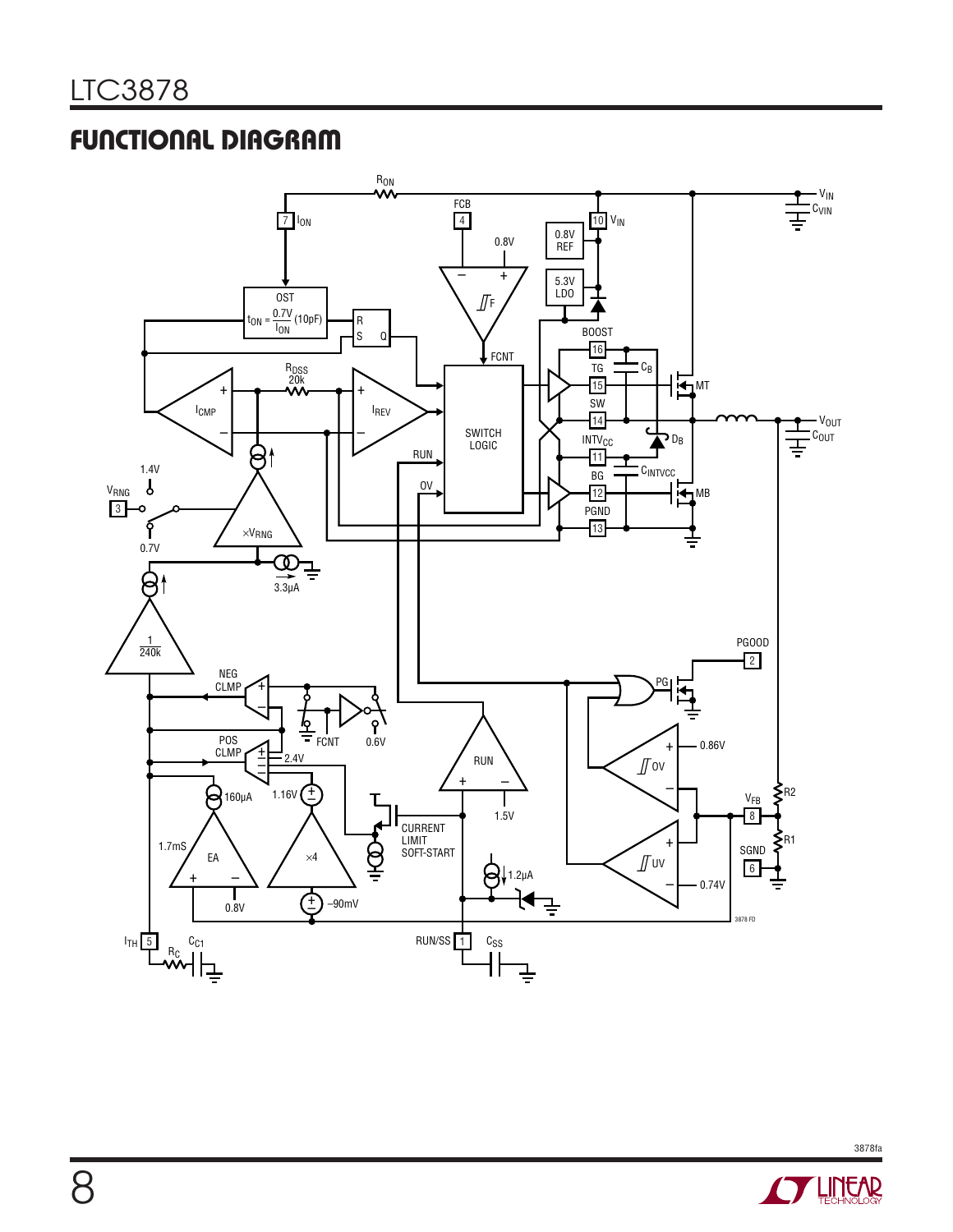## FUNCTIONAL DIAGRAM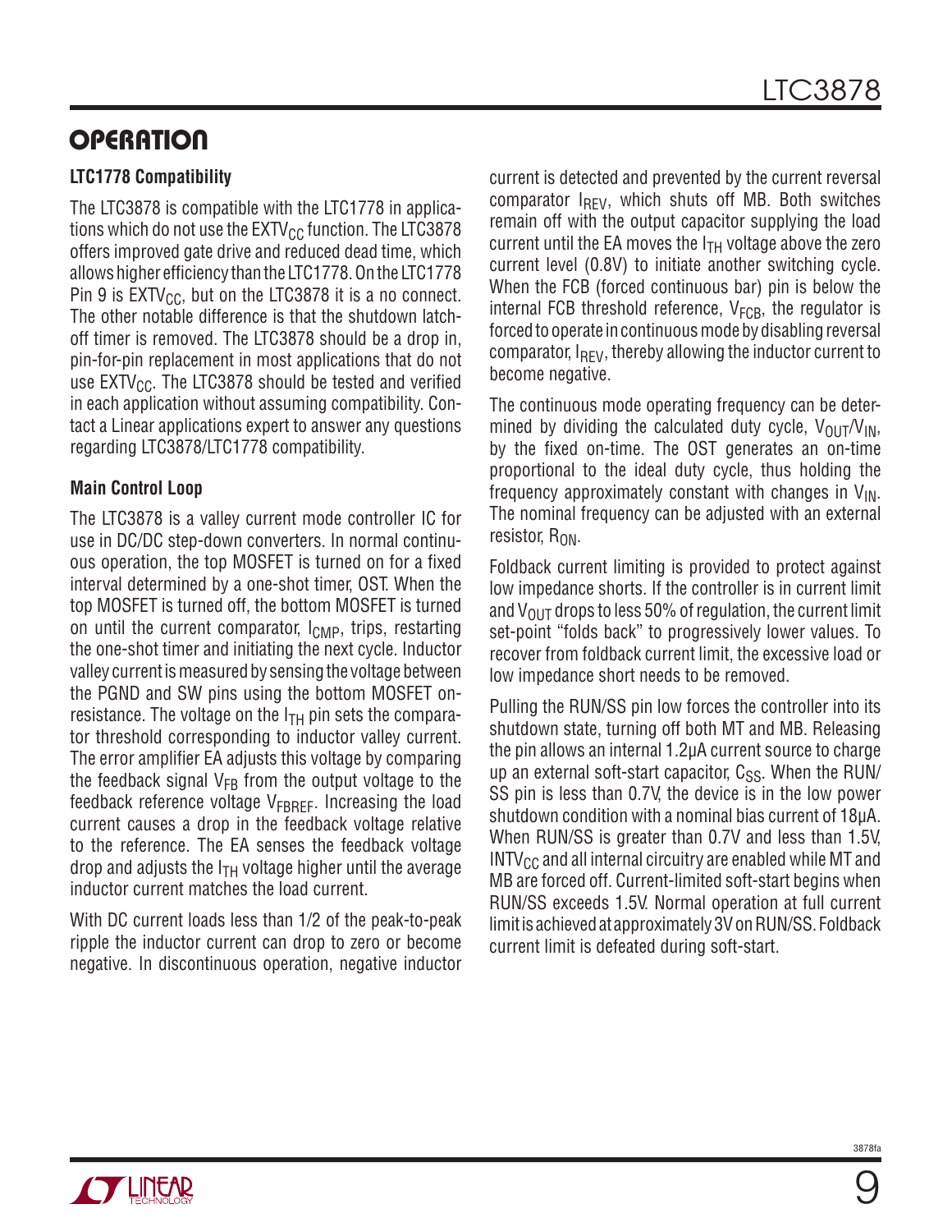## OPERATION

### LTC1778 Compatibility

The LTC3878 is compatible with the LTC1778 in applications which do not use the $EXTV_{CC}$ function. The LTC3878 offers improved gate drive and reduced dead time, which allows higher efficiency than the LTC1778. On the LTC1778 Pin 9 is $EXTV_{CC}$, but on the LTC3878 it is a no connect. The other notable difference is that the shutdown latch-off timer is removed. The LTC3878 should be a drop in, pin-for-pin replacement in most applications that do not use $EXTV_{CC}$. The LTC3878 should be tested and verified in each application without assuming compatibility. Contact a Linear applications expert to answer any questions regarding LTC3878/LTC1778 compatibility.

### Main Control Loop

The LTC3878 is a valley current mode controller IC for use in DC/DC step-down converters. In normal continuous operation, the top MOSFET is turned on for a fixed interval determined by a one-shot timer, OST. When the top MOSFET is turned off, the bottom MOSFET is turned on until the current comparator, $I_{CMP}$, trips, restarting the one-shot timer and initiating the next cycle. Inductor valley current is measured by sensing the voltage between the PGND and SW pins using the bottom MOSFET on-resistance. The voltage on the $I_{TH}$ pin sets the comparator threshold corresponding to inductor valley current. The error amplifier EA adjusts this voltage by comparing the feedback signal $V_{FB}$ from the output voltage to the feedback reference voltage $V_{FBREF}$. Increasing the load current causes a drop in the feedback voltage relative to the reference. The EA senses the feedback voltage drop and adjusts the $I_{TH}$ voltage higher until the average inductor current matches the load current.

With DC current loads less than 1/2 of the peak-to-peak ripple the inductor current can drop to zero or become negative. In discontinuous operation, negative inductor current is detected and prevented by the current reversal comparator $I_{REV}$, which shuts off MB. Both switches remain off with the output capacitor supplying the load current until the EA moves the $I_{TH}$ voltage above the zero current level (0.8V) to initiate another switching cycle. When the FCB (forced continuous bar) pin is below the internal FCB threshold reference, $V_{FCB}$, the regulator is forced to operate in continuous mode by disabling reversal comparator, $I_{REV}$, thereby allowing the inductor current to become negative.

The continuous mode operating frequency can be determined by dividing the calculated duty cycle, $V_{OUT}/V_{IN}$, by the fixed on-time. The OST generates an on-time proportional to the ideal duty cycle, thus holding the frequency approximately constant with changes in $V_{IN}$. The nominal frequency can be adjusted with an external resistor, $R_{ON}$.

Foldback current limiting is provided to protect against low impedance shorts. If the controller is in current limit and $V_{OUT}$ drops to less 50% of regulation, the current limit set-point "folds back" to progressively lower values. To recover from foldback current limit, the excessive load or low impedance short needs to be removed.

Pulling the RUN/SS pin low forces the controller into its shutdown state, turning off both MT and MB. Releasing the pin allows an internal 1.2µA current source to charge up an external soft-start capacitor, $C_{SS}$. When the RUN/SS pin is less than 0.7V, the device is in the low power shutdown condition with a nominal bias current of 18µA. When RUN/SS is greater than 0.7V and less than 1.5V, $INTV_{CC}$ and all internal circuitry are enabled while MT and MB are forced off. Current-limited soft-start begins when RUN/SS exceeds 1.5V. Normal operation at full current limit is achieved at approximately 3V on RUN/SS. Foldback current limit is defeated during soft-start.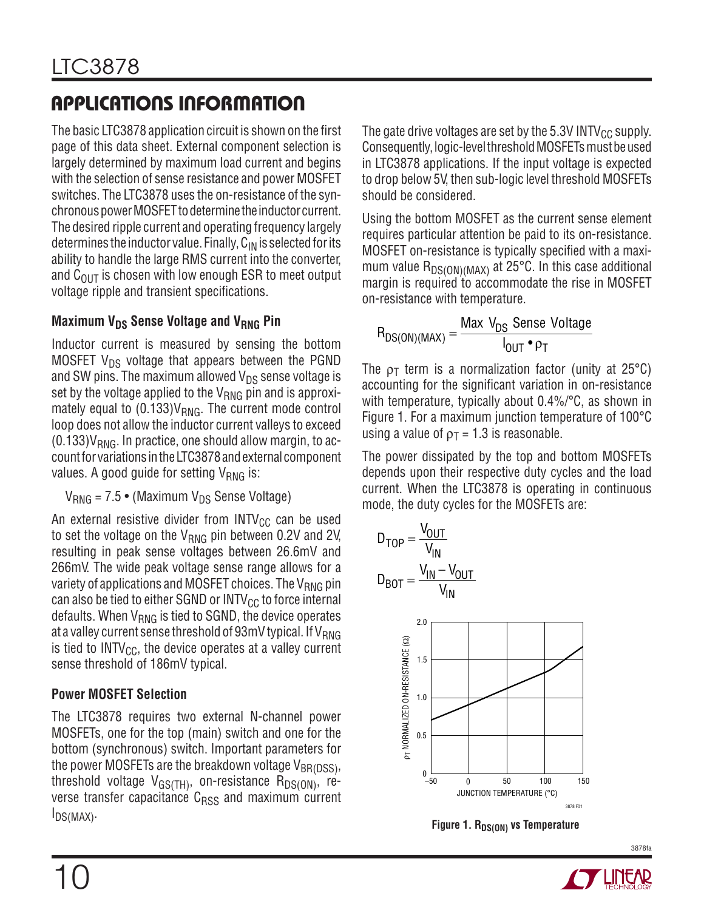## APPLICATIONS INFORMATION

The basic LTC3878 application circuit is shown on the first page of this data sheet. External component selection is largely determined by maximum load current and begins with the selection of sense resistance and power MOSFET switches. The LTC3878 uses the on-resistance of the synchronous power MOSFET to determine the inductor current. The desired ripple current and operating frequency largely determines the inductor value. Finally, $C_{IN}$ is selected for its ability to handle the large RMS current into the converter, and $C_{OUT}$ is chosen with low enough ESR to meet output voltage ripple and transient specifications.

### Maximum $V_{DS}$ Sense Voltage and $V_{RNG}$ Pin

Inductor current is measured by sensing the bottom MOSFET $V_{DS}$ voltage that appears between the PGND and SW pins. The maximum allowed $V_{DS}$ sense voltage is set by the voltage applied to the $V_{RNG}$ pin and is approximately equal to $(0.133)V_{RNG}$. The current mode control loop does not allow the inductor current valleys to exceed $(0.133)V_{RNG}$. In practice, one should allow margin, to account for variations in the LTC3878 and external component values. A good guide for setting $V_{RNG}$ is:

$$V_{RNG} = 7.5 \bullet (\text{Maximum } V_{DS} \text{ Sense Voltage})$$

An external resistive divider from $INTV_{CC}$ can be used to set the voltage on the $V_{RNG}$ pin between 0.2V and 2V, resulting in peak sense voltages between 26.6mV and 266mV. The wide peak voltage sense range allows for a variety of applications and MOSFET choices. The $V_{RNG}$ pin can also be tied to either SGND or $INTV_{CC}$ to force internal defaults. When $V_{RNG}$ is tied to SGND, the device operates at a valley current sense threshold of 93mV typical. If $V_{RNG}$ is tied to $INTV_{CC}$, the device operates at a valley current sense threshold of 186mV typical.

### Power MOSFET Selection

The LTC3878 requires two external N-channel power MOSFETs, one for the top (main) switch and one for the bottom (synchronous) switch. Important parameters for the power MOSFETs are the breakdown voltage $V_{BR(DSS)}$, threshold voltage $V_{GS(TH)}$, on-resistance $R_{DS(ON)}$, reverse transfer capacitance $C_{RSS}$ and maximum current $I_{DS(MAX)}$.

The gate drive voltages are set by the 5.3V $INTV_{CC}$ supply. Consequently, logic-level threshold MOSFETs must be used in LTC3878 applications. If the input voltage is expected to drop below 5V, then sub-logic level threshold MOSFETs should be considered.

Using the bottom MOSFET as the current sense element requires particular attention be paid to its on-resistance. MOSFET on-resistance is typically specified with a maximum value $R_{DS(ON)(MAX)}$ at 25°C. In this case additional margin is required to accommodate the rise in MOSFET on-resistance with temperature.

$$R_{DS(ON)(MAX)} = \frac{\text{Max } V_{DS} \text{ Sense Voltage}}{I_{OUT} \bullet \rho_T}$$

The $\rho_T$ term is a normalization factor (unity at 25°C) accounting for the significant variation in on-resistance with temperature, typically about 0.4%/°C, as shown in Figure 1. For a maximum junction temperature of 100°C using a value of $\rho_T = 1.3$ is reasonable.

The power dissipated by the top and bottom MOSFETs depends upon their respective duty cycles and the load current. When the LTC3878 is operating in continuous mode, the duty cycles for the MOSFETs are:

$$D_{TOP} = \frac{V_{OUT}}{V_{IN}}$$

$$D_{BOT} = \frac{V_{IN} - V_{OUT}}{V_{IN}}$$

**Figure 1. $R_{DS(ON)}$ vs Temperature**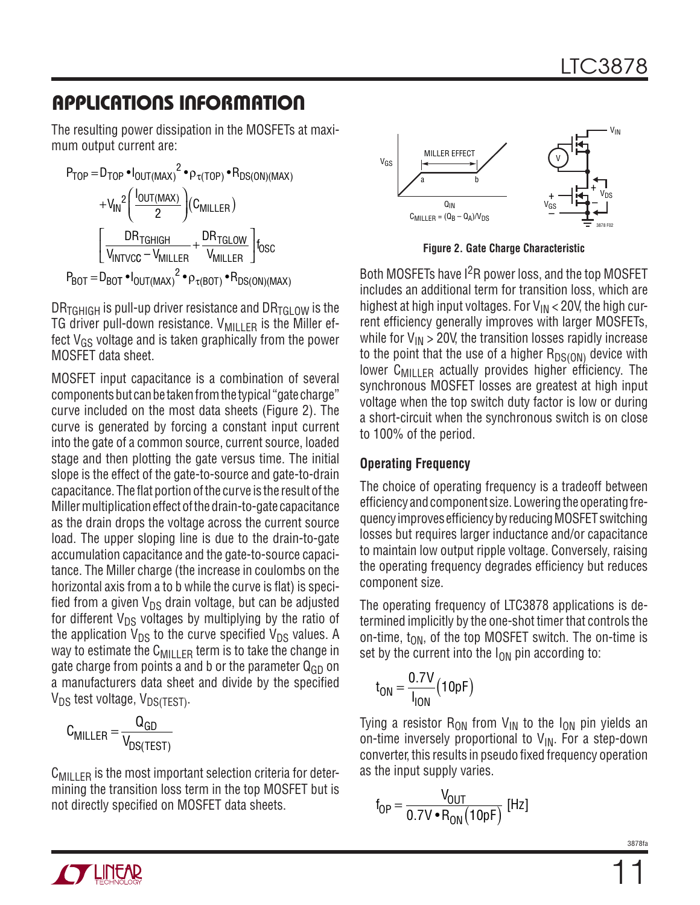## APPLICATIONS INFORMATION

The resulting power dissipation in the MOSFETs at maximum output current are:

$$P_{TOP} = D_{TOP} \bullet I_{OUT(MAX)}^2 \bullet \rho_{\tau(TOP)} \bullet R_{DS(ON)(MAX)} + V_{IN}^2 \left(\frac{I_{OUT(MAX)}}{2}\right)(C_{MILLER}) \left[\frac{DR_{TGHIGH}}{V_{INTVCC} - V_{MILLER}} + \frac{DR_{TGLOW}}{V_{MILLER}}\right] f_{OSC}$$

$$P_{BOT} = D_{BOT} \bullet I_{OUT(MAX)}^2 \bullet \rho_{\tau(BOT)} \bullet R_{DS(ON)(MAX)}$$

$DR_{TGHIGH}$ is pull-up driver resistance and $DR_{TGLOW}$ is the TG driver pull-down resistance. $V_{MILLER}$ is the Miller effect $V_{GS}$ voltage and is taken graphically from the power MOSFET data sheet.

MOSFET input capacitance is a combination of several components but can be taken from the typical "gate charge" curve included on the most data sheets (Figure 2). The curve is generated by forcing a constant input current into the gate of a common source, current source, loaded stage and then plotting the gate versus time. The initial slope is the effect of the gate-to-source and gate-to-drain capacitance. The flat portion of the curve is the result of the Miller multiplication effect of the drain-to-gate capacitance as the drain drops the voltage across the current source load. The upper sloping line is due to the drain-to-gate accumulation capacitance and the gate-to-source capacitance. The Miller charge (the increase in coulombs on the horizontal axis from a to b while the curve is flat) is specified from a given $V_{DS}$ drain voltage, but can be adjusted for different $V_{DS}$ voltages by multiplying by the ratio of the application $V_{DS}$ to the curve specified $V_{DS}$ values. A way to estimate the $C_{MILLER}$ term is to take the change in gate charge from points a and b or the parameter $Q_{GD}$ on a manufacturers data sheet and divide by the specified $V_{DS}$ test voltage, $V_{DS(TEST)}$.

$$C_{MILLER} = \frac{Q_{GD}}{V_{DS(TEST)}}$$

$C_{MILLER}$ is the most important selection criteria for determining the transition loss term in the top MOSFET but is not directly specified on MOSFET data sheets.

$C_{MILLER} = (Q_B - Q_A)/V_{DS}$

**Figure 2. Gate Charge Characteristic**

Both MOSFETs have $I^2R$ power loss, and the top MOSFET includes an additional term for transition loss, which are highest at high input voltages. For $V_{IN} < 20V$, the high current efficiency generally improves with larger MOSFETs, while for $V_{IN} > 20V$, the transition losses rapidly increase to the point that the use of a higher $R_{DS(ON)}$ device with lower $C_{MILLER}$ actually provides higher efficiency. The synchronous MOSFET losses are greatest at high input voltage when the top switch duty factor is low or during a short-circuit when the synchronous switch is on close to 100% of the period.

### Operating Frequency

The choice of operating frequency is a tradeoff between efficiency and component size. Lowering the operating frequency improves efficiency by reducing MOSFET switching losses but requires larger inductance and/or capacitance to maintain low output ripple voltage. Conversely, raising the operating frequency degrades efficiency but reduces component size.

The operating frequency of LTC3878 applications is determined implicitly by the one-shot timer that controls the on-time, $t_{ON}$, of the top MOSFET switch. The on-time is set by the current into the $I_{ON}$ pin according to:

$$t_{ON} = \frac{0.7V}{I_{ION}}(10pF)$$

Tying a resistor $R_{ON}$ from $V_{IN}$ to the $I_{ON}$ pin yields an on-time inversely proportional to $V_{IN}$. For a step-down converter, this results in pseudo fixed frequency operation as the input supply varies.

$$f_{OP} = \frac{V_{OUT}}{0.7V \bullet R_{ON}(10pF)} \text{ [Hz]}$$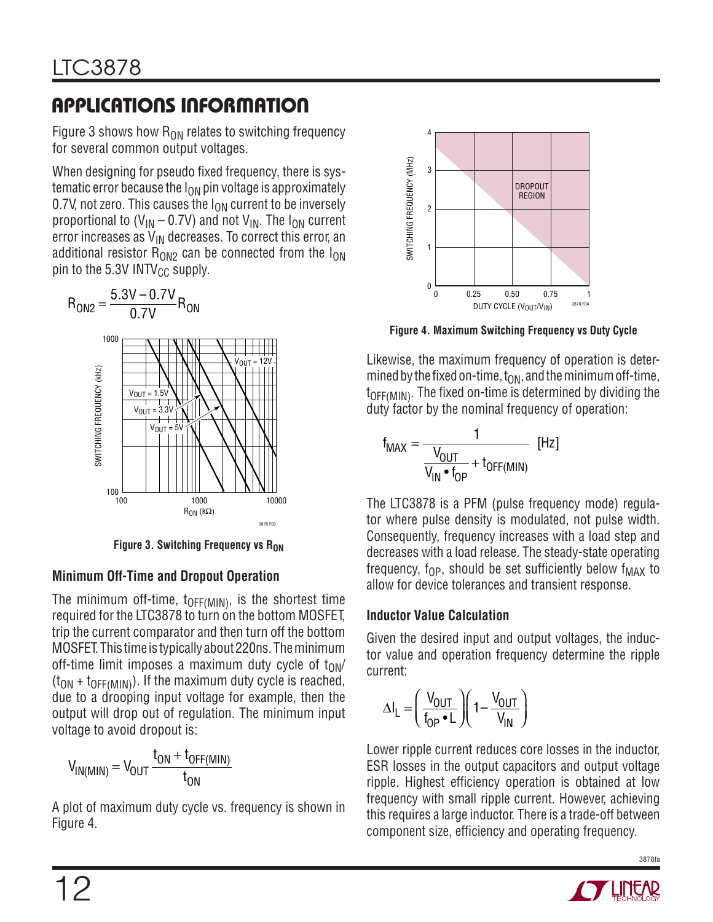## APPLICATIONS INFORMATION

Figure 3 shows how $R_{ON}$ relates to switching frequency for several common output voltages.

When designing for pseudo fixed frequency, there is systematic error because the $I_{ON}$ pin voltage is approximately 0.7V, not zero. This causes the $I_{ON}$ current to be inversely proportional to ($V_{IN}$ – 0.7V) and not $V_{IN}$. The $I_{ON}$ current error increases as $V_{IN}$ decreases. To correct this error, an additional resistor $R_{ON2}$ can be connected from the $I_{ON}$ pin to the 5.3V $INTV_{CC}$ supply.

$$R_{ON2} = \frac{5.3V - 0.7V}{0.7V} R_{ON}$$

**Figure 3. Switching Frequency vs $R_{ON}$**

### Minimum Off-Time and Dropout Operation

The minimum off-time, $t_{OFF(MIN)}$, is the shortest time required for the LTC3878 to turn on the bottom MOSFET, trip the current comparator and then turn off the bottom MOSFET. This time is typically about 220ns. The minimum off-time limit imposes a maximum duty cycle of $t_{ON}/(t_{ON} + t_{OFF(MIN)})$. If the maximum duty cycle is reached, due to a drooping input voltage for example, then the output will drop out of regulation. The minimum input voltage to avoid dropout is:

$$V_{IN(MIN)} = V_{OUT} \frac{t_{ON} + t_{OFF(MIN)}}{t_{ON}}$$

A plot of maximum duty cycle vs. frequency is shown in Figure 4.

**Figure 4. Maximum Switching Frequency vs Duty Cycle**

Likewise, the maximum frequency of operation is determined by the fixed on-time, $t_{ON}$, and the minimum off-time, $t_{OFF(MIN)}$. The fixed on-time is determined by dividing the duty factor by the nominal frequency of operation:

$$f_{MAX} = \frac{1}{\frac{V_{OUT}}{V_{IN} \bullet f_{OP}} + t_{OFF(MIN)}} \text{ [Hz]}$$

The LTC3878 is a PFM (pulse frequency mode) regulator where pulse density is modulated, not pulse width. Consequently, frequency increases with a load step and decreases with a load release. The steady-state operating frequency, $f_{OP}$, should be set sufficiently below $f_{MAX}$ to allow for device tolerances and transient response.

### Inductor Value Calculation

Given the desired input and output voltages, the inductor value and operation frequency determine the ripple current:

$$\Delta I_L = \left(\frac{V_{OUT}}{f_{OP} \bullet L}\right)\left(1 - \frac{V_{OUT}}{V_{IN}}\right)$$

Lower ripple current reduces core losses in the inductor, ESR losses in the output capacitors and output voltage ripple. Highest efficiency operation is obtained at low frequency with small ripple current. However, achieving this requires a large inductor. There is a trade-off between component size, efficiency and operating frequency.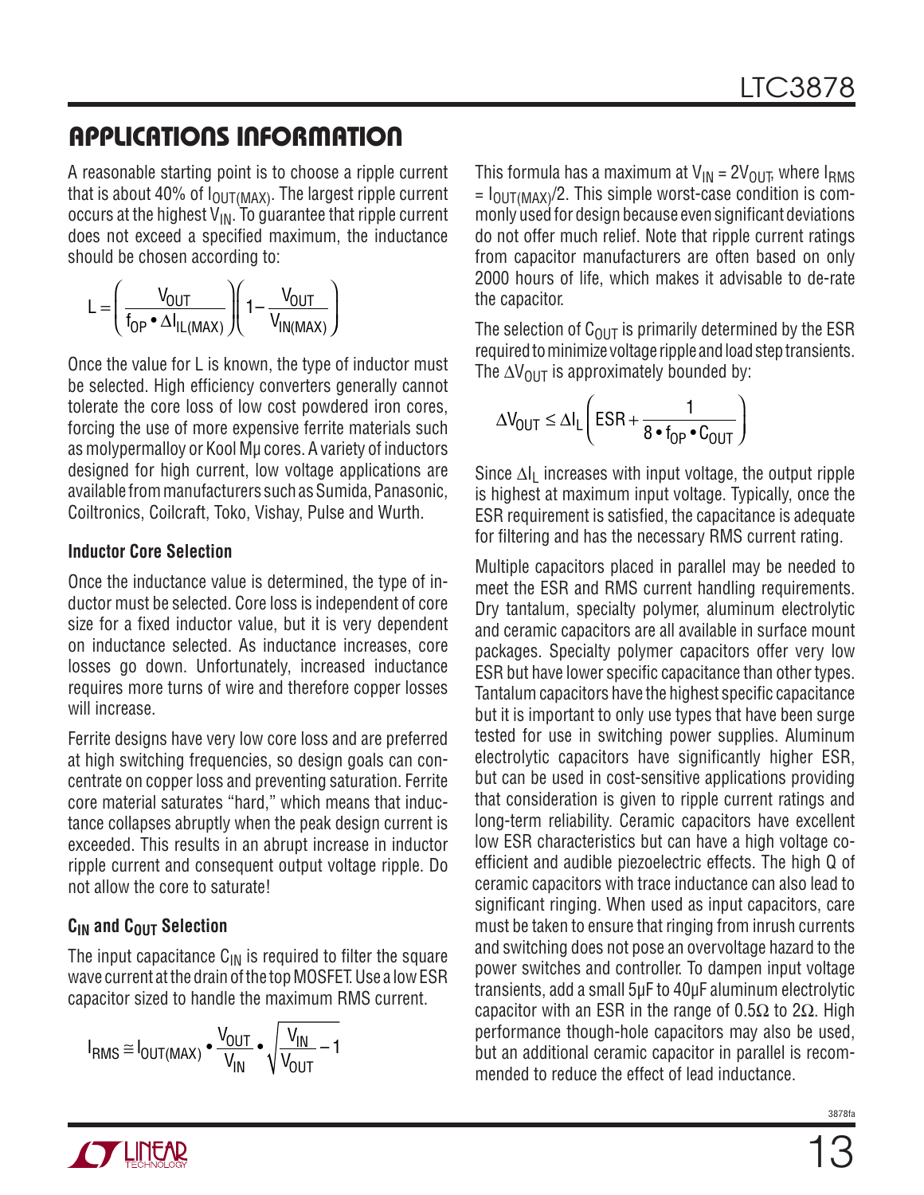## APPLICATIONS INFORMATION

A reasonable starting point is to choose a ripple current that is about 40% of $I_{OUT(MAX)}$. The largest ripple current occurs at the highest $V_{IN}$. To guarantee that ripple current does not exceed a specified maximum, the inductance should be chosen according to:

$$L = \left( \frac{V_{OUT}}{f_{OP} \bullet \Delta I_{IL(MAX)}} \right) \left( 1 - \frac{V_{OUT}}{V_{IN(MAX)}} \right)$$

Once the value for L is known, the type of inductor must be selected. High efficiency converters generally cannot tolerate the core loss of low cost powdered iron cores, forcing the use of more expensive ferrite materials such as molypermalloy or Kool Mμ cores. A variety of inductors designed for high current, low voltage applications are available from manufacturers such as Sumida, Panasonic, Coiltronics, Coilcraft, Toko, Vishay, Pulse and Wurth.

### Inductor Core Selection

Once the inductance value is determined, the type of inductor must be selected. Core loss is independent of core size for a fixed inductor value, but it is very dependent on inductance selected. As inductance increases, core losses go down. Unfortunately, increased inductance requires more turns of wire and therefore copper losses will increase.

Ferrite designs have very low core loss and are preferred at high switching frequencies, so design goals can concentrate on copper loss and preventing saturation. Ferrite core material saturates "hard," which means that inductance collapses abruptly when the peak design current is exceeded. This results in an abrupt increase in inductor ripple current and consequent output voltage ripple. Do not allow the core to saturate!

### $C_{IN}$ and $C_{OUT}$ Selection

The input capacitance $C_{IN}$ is required to filter the square wave current at the drain of the top MOSFET. Use a low ESR capacitor sized to handle the maximum RMS current.

$$I_{RMS} \cong I_{OUT(MAX)} \bullet \frac{V_{OUT}}{V_{IN}} \bullet \sqrt{\frac{V_{IN}}{V_{OUT}} - 1}$$

This formula has a maximum at $V_{IN} = 2V_{OUT}$, where $I_{RMS} = I_{OUT(MAX)}/2$. This simple worst-case condition is commonly used for design because even significant deviations do not offer much relief. Note that ripple current ratings from capacitor manufacturers are often based on only 2000 hours of life, which makes it advisable to de-rate the capacitor.

The selection of $C_{OUT}$ is primarily determined by the ESR required to minimize voltage ripple and load step transients. The $\Delta V_{OUT}$ is approximately bounded by:

$$\Delta V_{OUT} \le \Delta I_L \left( ESR + \frac{1}{8 \bullet f_{OP} \bullet C_{OUT}} \right)$$

Since $\Delta I_L$ increases with input voltage, the output ripple is highest at maximum input voltage. Typically, once the ESR requirement is satisfied, the capacitance is adequate for filtering and has the necessary RMS current rating.

Multiple capacitors placed in parallel may be needed to meet the ESR and RMS current handling requirements. Dry tantalum, specialty polymer, aluminum electrolytic and ceramic capacitors are all available in surface mount packages. Specialty polymer capacitors offer very low ESR but have lower specific capacitance than other types. Tantalum capacitors have the highest specific capacitance but it is important to only use types that have been surge tested for use in switching power supplies. Aluminum electrolytic capacitors have significantly higher ESR, but can be used in cost-sensitive applications providing that consideration is given to ripple current ratings and long-term reliability. Ceramic capacitors have excellent low ESR characteristics but can have a high voltage coefficient and audible piezoelectric effects. The high Q of ceramic capacitors with trace inductance can also lead to significant ringing. When used as input capacitors, care must be taken to ensure that ringing from inrush currents and switching does not pose an overvoltage hazard to the power switches and controller. To dampen input voltage transients, add a small 5μF to 40μF aluminum electrolytic capacitor with an ESR in the range of 0.5Ω to 2Ω. High performance though-hole capacitors may also be used, but an additional ceramic capacitor in parallel is recommended to reduce the effect of lead inductance.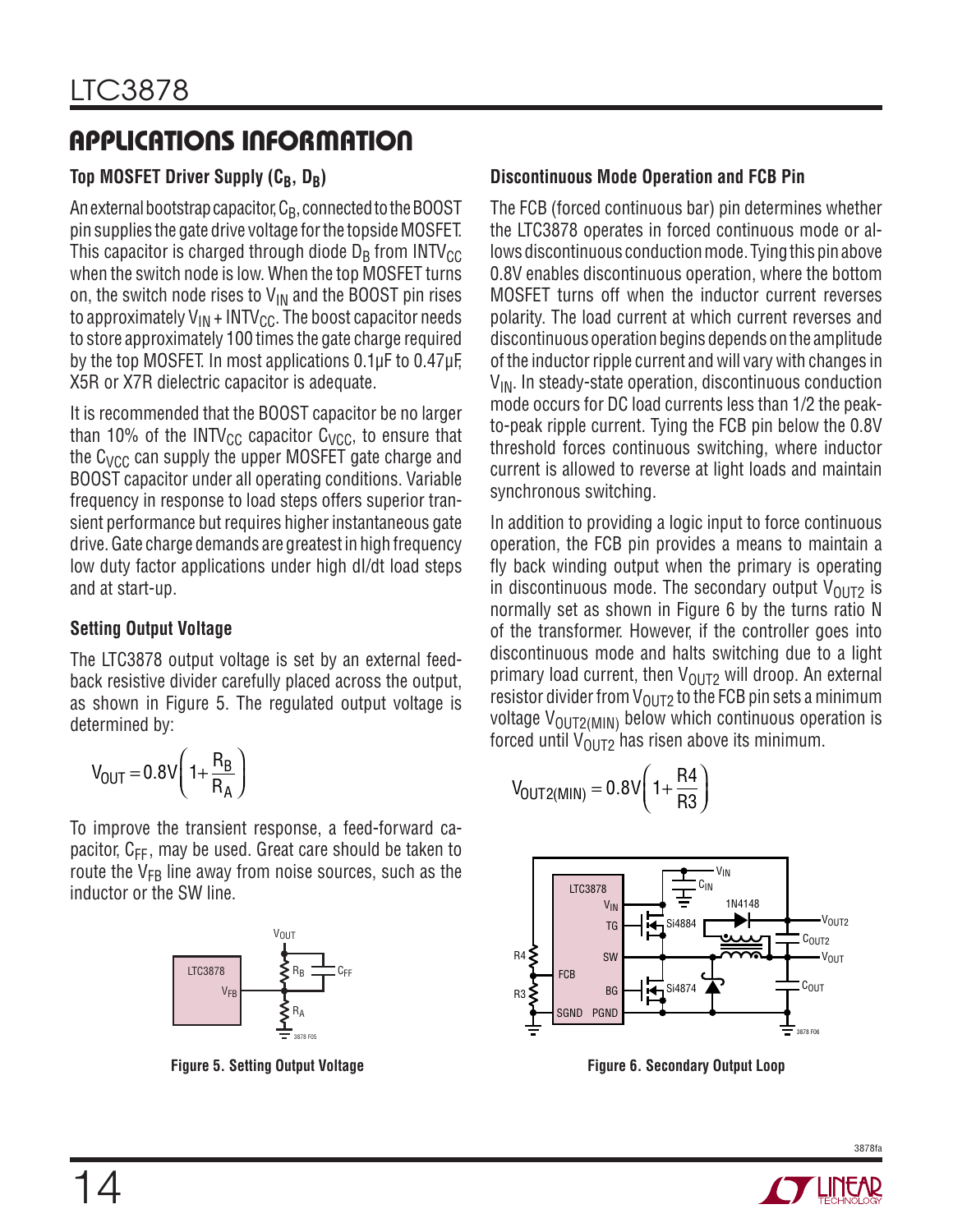## APPLICATIONS INFORMATION

### Top MOSFET Driver Supply ($C_B$, $D_B$)

An external bootstrap capacitor, $C_B$, connected to the BOOST pin supplies the gate drive voltage for the topside MOSFET. This capacitor is charged through diode $D_B$ from $INTV_{CC}$ when the switch node is low. When the top MOSFET turns on, the switch node rises to $V_{IN}$ and the BOOST pin rises to approximately $V_{IN} + INTV_{CC}$. The boost capacitor needs to store approximately 100 times the gate charge required by the top MOSFET. In most applications 0.1µF to 0.47µF, X5R or X7R dielectric capacitor is adequate.

It is recommended that the BOOST capacitor be no larger than 10% of the $INTV_{CC}$ capacitor $C_{VCC}$, to ensure that the $C_{VCC}$ can supply the upper MOSFET gate charge and BOOST capacitor under all operating conditions. Variable frequency in response to load steps offers superior transient performance but requires higher instantaneous gate drive. Gate charge demands are greatest in high frequency low duty factor applications under high dI/dt load steps and at start-up.

### Setting Output Voltage

The LTC3878 output voltage is set by an external feedback resistive divider carefully placed across the output, as shown in Figure 5. The regulated output voltage is determined by:

$$V_{OUT} = 0.8V\left(1 + \frac{R_B}{R_A}\right)$$

To improve the transient response, a feed-forward capacitor, $C_{FF}$, may be used. Great care should be taken to route the $V_{FB}$ line away from noise sources, such as the inductor or the SW line.

Figure 5. Setting Output Voltage

### Discontinuous Mode Operation and FCB Pin

The FCB (forced continuous bar) pin determines whether the LTC3878 operates in forced continuous mode or allows discontinuous conduction mode. Tying this pin above 0.8V enables discontinuous operation, where the bottom MOSFET turns off when the inductor current reverses polarity. The load current at which current reverses and discontinuous operation begins depends on the amplitude of the inductor ripple current and will vary with changes in $V_{IN}$. In steady-state operation, discontinuous conduction mode occurs for DC load currents less than 1/2 the peak-to-peak ripple current. Tying the FCB pin below the 0.8V threshold forces continuous switching, where inductor current is allowed to reverse at light loads and maintain synchronous switching.

In addition to providing a logic input to force continuous operation, the FCB pin provides a means to maintain a fly back winding output when the primary is operating in discontinuous mode. The secondary output $V_{OUT2}$ is normally set as shown in Figure 6 by the turns ratio N of the transformer. However, if the controller goes into discontinuous mode and halts switching due to a light primary load current, then $V_{OUT2}$ will droop. An external resistor divider from $V_{OUT2}$ to the FCB pin sets a minimum voltage $V_{OUT2(MIN)}$ below which continuous operation is forced until $V_{OUT2}$ has risen above its minimum.

$$V_{OUT2(MIN)} = 0.8V\left(1 + \frac{R4}{R3}\right)$$

Figure 6. Secondary Output Loop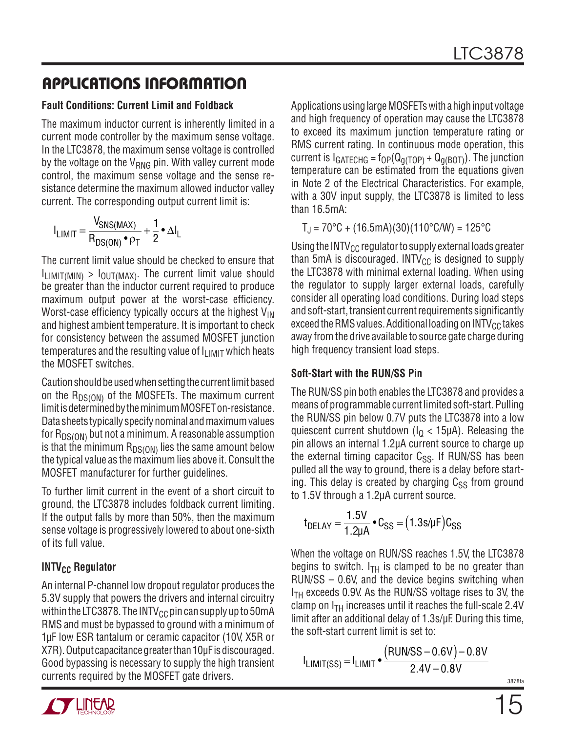## APPLICATIONS INFORMATION

### Fault Conditions: Current Limit and Foldback

The maximum inductor current is inherently limited in a current mode controller by the maximum sense voltage. In the LTC3878, the maximum sense voltage is controlled by the voltage on the $V_{RNG}$ pin. With valley current mode control, the maximum sense voltage and the sense resistance determine the maximum allowed inductor valley current. The corresponding output current limit is:

$$I_{LIMIT} = \frac{V_{SNS(MAX)}}{R_{DS(ON)} \bullet \rho_T} + \frac{1}{2} \bullet \Delta I_L$$

The current limit value should be checked to ensure that $I_{LIMIT(MIN)} > I_{OUT(MAX)}$. The current limit value should be greater than the inductor current required to produce maximum output power at the worst-case efficiency. Worst-case efficiency typically occurs at the highest $V_{IN}$ and highest ambient temperature. It is important to check for consistency between the assumed MOSFET junction temperatures and the resulting value of $I_{LIMIT}$ which heats the MOSFET switches.

Caution should be used when setting the current limit based on the $R_{DS(ON)}$ of the MOSFETs. The maximum current limit is determined by the minimum MOSFET on-resistance. Data sheets typically specify nominal and maximum values for $R_{DS(ON)}$ but not a minimum. A reasonable assumption is that the minimum $R_{DS(ON)}$ lies the same amount below the typical value as the maximum lies above it. Consult the MOSFET manufacturer for further guidelines.

To further limit current in the event of a short circuit to ground, the LTC3878 includes foldback current limiting. If the output falls by more than 50%, then the maximum sense voltage is progressively lowered to about one-sixth of its full value.

### $INTV_{CC}$ Regulator

An internal P-channel low dropout regulator produces the 5.3V supply that powers the drivers and internal circuitry within the LTC3878. The $INTV_{CC}$ pin can supply up to 50mA RMS and must be bypassed to ground with a minimum of 1µF low ESR tantalum or ceramic capacitor (10V, X5R or X7R). Output capacitance greater than 10µF is discouraged. Good bypassing is necessary to supply the high transient currents required by the MOSFET gate drivers.

Applications using large MOSFETs with a high input voltage and high frequency of operation may cause the LTC3878 to exceed its maximum junction temperature rating or RMS current rating. In continuous mode operation, this current is $I_{GATECHG} = f_{OP}(Q_{g(TOP)} + Q_{g(BOT)})$. The junction temperature can be estimated from the equations given in Note 2 of the Electrical Characteristics. For example, with a 30V input supply, the LTC3878 is limited to less than 16.5mA:

$$T_J = 70°C + (16.5mA)(30)(110°C/W) = 125°C$$

Using the $INTV_{CC}$ regulator to supply external loads greater than 5mA is discouraged. $INTV_{CC}$ is designed to supply the LTC3878 with minimal external loading. When using the regulator to supply larger external loads, carefully consider all operating load conditions. During load steps and soft-start, transient current requirements significantly exceed the RMS values. Additional loading on $INTV_{CC}$ takes away from the drive available to source gate charge during high frequency transient load steps.

### Soft-Start with the RUN/SS Pin

The RUN/SS pin both enables the LTC3878 and provides a means of programmable current limited soft-start. Pulling the RUN/SS pin below 0.7V puts the LTC3878 into a low quiescent current shutdown ($I_Q$ < 15µA). Releasing the pin allows an internal 1.2µA current source to charge up the external timing capacitor $C_{SS}$. If RUN/SS has been pulled all the way to ground, there is a delay before starting. This delay is created by charging $C_{SS}$ from ground to 1.5V through a 1.2µA current source.

$$t_{DELAY} = \frac{1.5V}{1.2\mu A} \bullet C_{SS} = (1.3s/\mu F)C_{SS}$$

When the voltage on RUN/SS reaches 1.5V, the LTC3878 begins to switch. $I_{TH}$ is clamped to be no greater than RUN/SS – 0.6V, and the device begins switching when $I_{TH}$ exceeds 0.9V. As the RUN/SS voltage rises to 3V, the clamp on $I_{TH}$ increases until it reaches the full-scale 2.4V limit after an additional delay of 1.3s/µF. During this time, the soft-start current limit is set to:

$$I_{LIMIT(SS)} = I_{LIMIT} \bullet \frac{(RUN/SS - 0.6V) - 0.8V}{2.4V - 0.8V}$$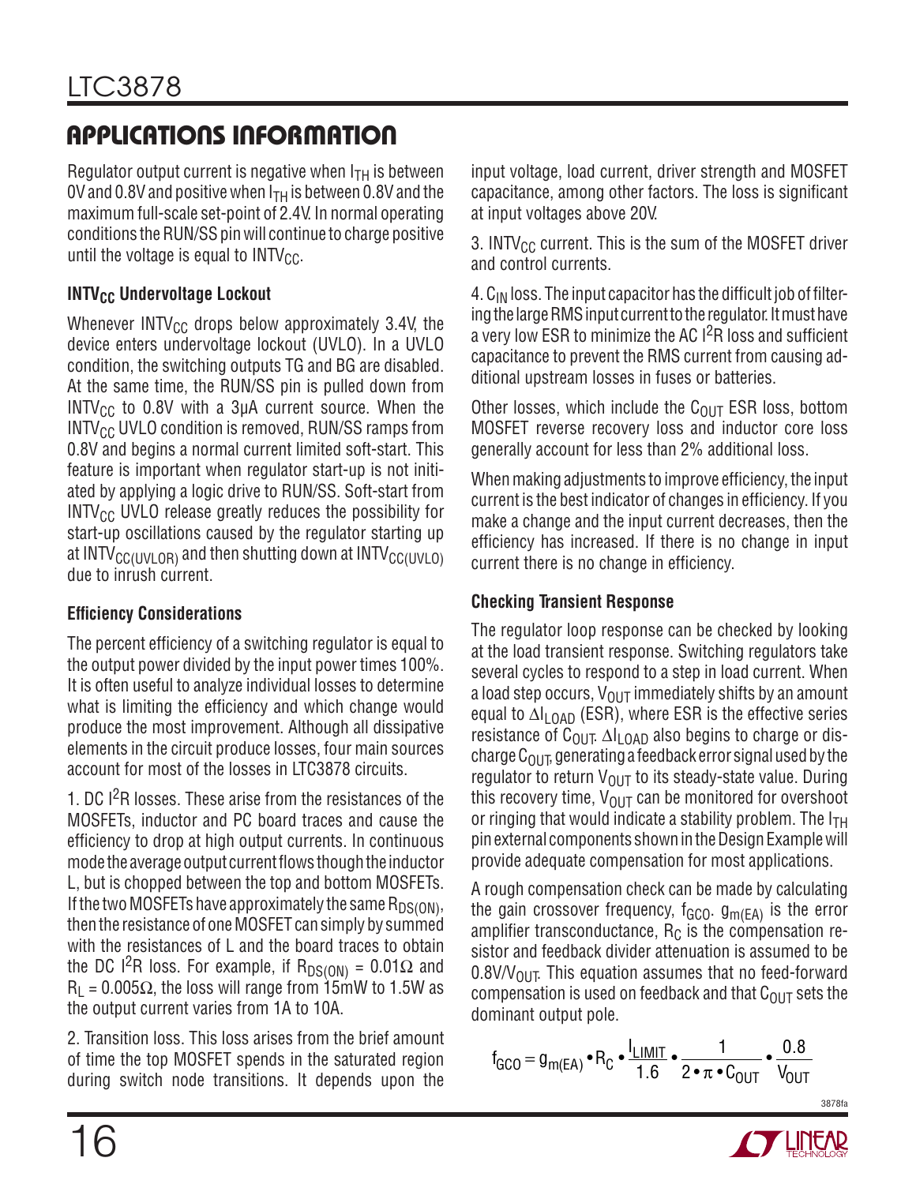## APPLICATIONS INFORMATION

Regulator output current is negative when $I_{TH}$ is between 0V and 0.8V and positive when $I_{TH}$ is between 0.8V and the maximum full-scale set-point of 2.4V. In normal operating conditions the RUN/SS pin will continue to charge positive until the voltage is equal to $INTV_{CC}$.

### $INTV_{CC}$ Undervoltage Lockout

Whenever $INTV_{CC}$ drops below approximately 3.4V, the device enters undervoltage lockout (UVLO). In a UVLO condition, the switching outputs TG and BG are disabled. At the same time, the RUN/SS pin is pulled down from $INTV_{CC}$ to 0.8V with a 3μA current source. When the $INTV_{CC}$ UVLO condition is removed, RUN/SS ramps from 0.8V and begins a normal current limited soft-start. This feature is important when regulator start-up is not initiated by applying a logic drive to RUN/SS. Soft-start from $INTV_{CC}$ UVLO release greatly reduces the possibility for start-up oscillations caused by the regulator starting up at $INTV_{CC(UVLOR)}$ and then shutting down at $INTV_{CC(UVLO)}$ due to inrush current.

### Efficiency Considerations

The percent efficiency of a switching regulator is equal to the output power divided by the input power times 100%. It is often useful to analyze individual losses to determine what is limiting the efficiency and which change would produce the most improvement. Although all dissipative elements in the circuit produce losses, four main sources account for most of the losses in LTC3878 circuits.

1. DC $I^2R$ losses. These arise from the resistances of the MOSFETs, inductor and PC board traces and cause the efficiency to drop at high output currents. In continuous mode the average output current flows though the inductor L, but is chopped between the top and bottom MOSFETs. If the two MOSFETs have approximately the same $R_{DS(ON)}$, then the resistance of one MOSFET can simply by summed with the resistances of L and the board traces to obtain the DC $I^2R$ loss. For example, if $R_{DS(ON)} = 0.01\Omega$ and $R_L = 0.005\Omega$, the loss will range from 15mW to 1.5W as the output current varies from 1A to 10A.

2. Transition loss. This loss arises from the brief amount of time the top MOSFET spends in the saturated region during switch node transitions. It depends upon the input voltage, load current, driver strength and MOSFET capacitance, among other factors. The loss is significant at input voltages above 20V.

3. $INTV_{CC}$ current. This is the sum of the MOSFET driver and control currents.

4. $C_{IN}$ loss. The input capacitor has the difficult job of filtering the large RMS input current to the regulator. It must have a very low ESR to minimize the AC $I^2R$ loss and sufficient capacitance to prevent the RMS current from causing additional upstream losses in fuses or batteries.

Other losses, which include the $C_{OUT}$ ESR loss, bottom MOSFET reverse recovery loss and inductor core loss generally account for less than 2% additional loss.

When making adjustments to improve efficiency, the input current is the best indicator of changes in efficiency. If you make a change and the input current decreases, then the efficiency has increased. If there is no change in input current there is no change in efficiency.

### Checking Transient Response

The regulator loop response can be checked by looking at the load transient response. Switching regulators take several cycles to respond to a step in load current. When a load step occurs, $V_{OUT}$ immediately shifts by an amount equal to $\Delta I_{LOAD}$ (ESR), where ESR is the effective series resistance of $C_{OUT}$. $\Delta I_{LOAD}$ also begins to charge or discharge $C_{OUT}$, generating a feedback error signal used by the regulator to return $V_{OUT}$ to its steady-state value. During this recovery time, $V_{OUT}$ can be monitored for overshoot or ringing that would indicate a stability problem. The $I_{TH}$ pin external components shown in the Design Example will provide adequate compensation for most applications.

A rough compensation check can be made by calculating the gain crossover frequency, $f_{GCO}$. $g_{m(EA)}$ is the error amplifier transconductance, $R_C$ is the compensation resistor and feedback divider attenuation is assumed to be $0.8V/V_{OUT}$. This equation assumes that no feed-forward compensation is used on feedback and that $C_{OUT}$ sets the dominant output pole.

$$f_{GCO} = g_{m(EA)} \bullet R_C \bullet \frac{I_{LIMIT}}{1.6} \bullet \frac{1}{2 \bullet \pi \bullet C_{OUT}} \bullet \frac{0.8}{V_{OUT}}$$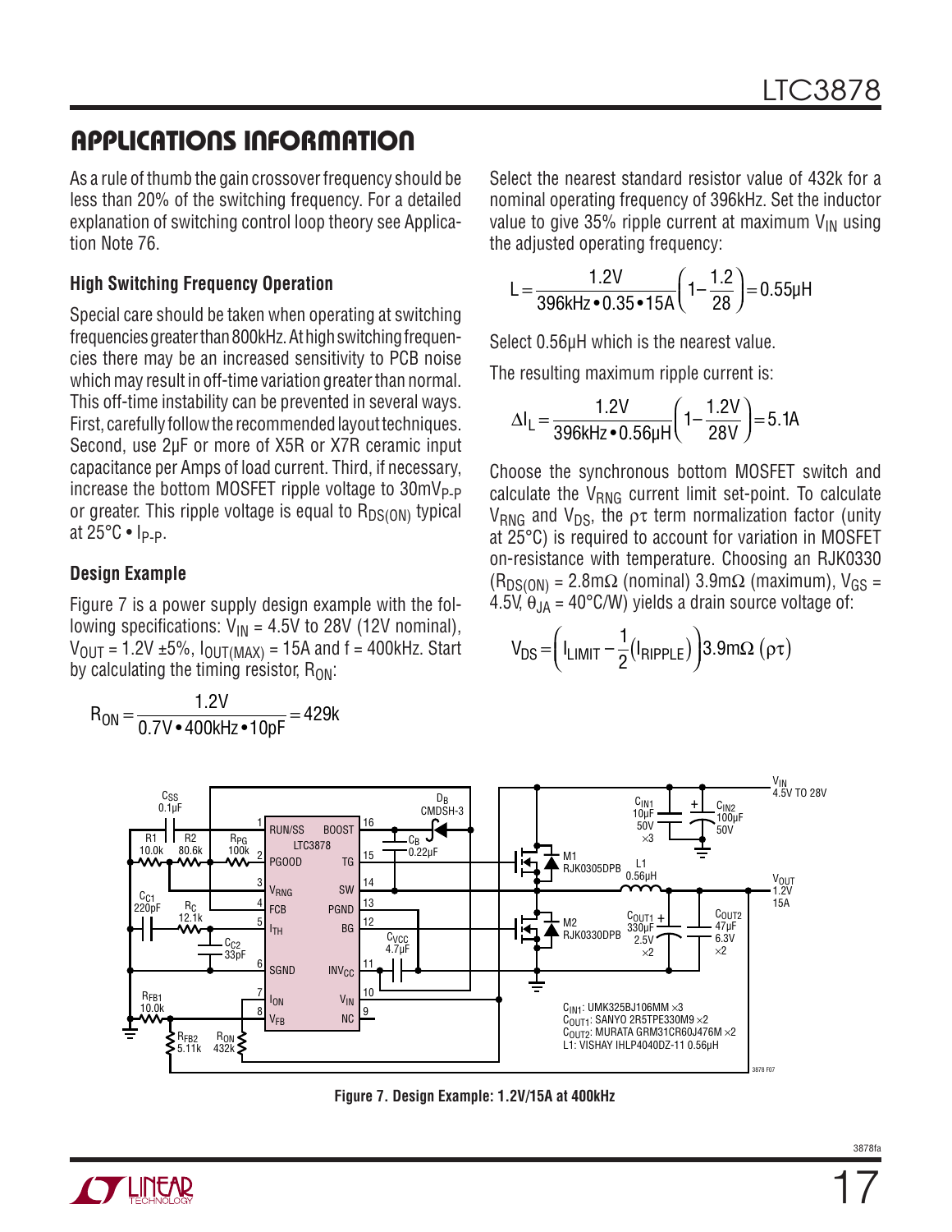## APPLICATIONS INFORMATION

As a rule of thumb the gain crossover frequency should be less than 20% of the switching frequency. For a detailed explanation of switching control loop theory see Application Note 76.

### High Switching Frequency Operation

Special care should be taken when operating at switching frequencies greater than 800kHz. At high switching frequencies there may be an increased sensitivity to PCB noise which may result in off-time variation greater than normal. This off-time instability can be prevented in several ways. First, carefully follow the recommended layout techniques. Second, use 2µF or more of X5R or X7R ceramic input capacitance per Amps of load current. Third, if necessary, increase the bottom MOSFET ripple voltage to $30mV_{P-P}$ or greater. This ripple voltage is equal to $R_{DS(ON)}$ typical at 25°C • $I_{P-P}$.

### Design Example

Figure 7 is a power supply design example with the following specifications: $V_{IN}$ = 4.5V to 28V (12V nominal), $V_{OUT}$ = 1.2V ±5%, $I_{OUT(MAX)}$ = 15A and f = 400kHz. Start by calculating the timing resistor, $R_{ON}$:

$$R_{ON} = \frac{1.2V}{0.7V \bullet 400kHz \bullet 10pF} = 429k$$

Select the nearest standard resistor value of 432k for a nominal operating frequency of 396kHz. Set the inductor value to give 35% ripple current at maximum $V_{IN}$ using the adjusted operating frequency:

$$L = \frac{1.2V}{396kHz \bullet 0.35 \bullet 15A}\left(1 - \frac{1.2}{28}\right) = 0.55\mu H$$

Select 0.56µH which is the nearest value.

The resulting maximum ripple current is:

$$\Delta I_L = \frac{1.2V}{396kHz \bullet 0.56\mu H}\left(1 - \frac{1.2V}{28V}\right) = 5.1A$$

Choose the synchronous bottom MOSFET switch and calculate the $V_{RNG}$ current limit set-point. To calculate $V_{RNG}$ and $V_{DS}$, the ρτ term normalization factor (unity at 25°C) is required to account for variation in MOSFET on-resistance with temperature. Choosing an RJK0330 ($R_{DS(ON)}$ = 2.8mΩ (nominal) 3.9mΩ (maximum), $V_{GS}$ = 4.5V, $\theta_{JA}$ = 40°C/W) yields a drain source voltage of:

$$V_{DS} = \left(I_{LIMIT} - \frac{1}{2}\left(I_{RIPPLE}\right)\right)3.9m\Omega\,(\rho\tau)$$

Figure 7. Design Example: 1.2V/15A at 400kHz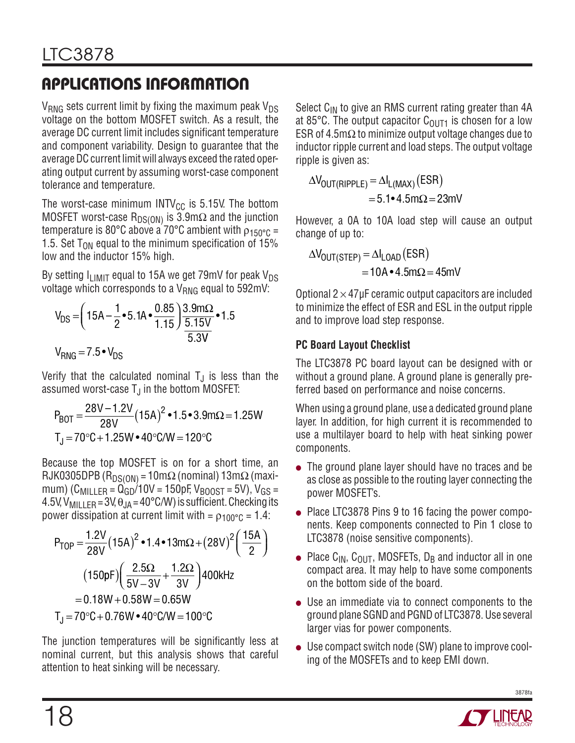## APPLICATIONS INFORMATION

$V_{RNG}$ sets current limit by fixing the maximum peak $V_{DS}$ voltage on the bottom MOSFET switch. As a result, the average DC current limit includes significant temperature and component variability. Design to guarantee that the average DC current limit will always exceed the rated operating output current by assuming worst-case component tolerance and temperature.

The worst-case minimum $INTV_{CC}$ is 5.15V. The bottom MOSFET worst-case $R_{DS(ON)}$ is 3.9mΩ and the junction temperature is 80°C above a 70°C ambient with $\rho_{150°C}$ = 1.5. Set $T_{ON}$ equal to the minimum specification of 15% low and the inductor 15% high.

By setting $I_{LIMIT}$ equal to 15A we get 79mV for peak $V_{DS}$ voltage which corresponds to a $V_{RNG}$ equal to 592mV:

$$V_{DS} = \left(15A - \frac{1}{2} \cdot 5.1A \cdot \frac{0.85}{1.15}\right) \frac{3.9m\Omega}{\frac{5.15V}{5.3V}} \cdot 1.5$$

$$V_{RNG} = 7.5 \cdot V_{DS}$$

Verify that the calculated nominal $T_J$ is less than the assumed worst-case $T_J$ in the bottom MOSFET:

$$P_{BOT} = \frac{28V - 1.2V}{28V}(15A)^2 \cdot 1.5 \cdot 3.9m\Omega = 1.25W$$

$$T_J = 70°C + 1.25W \cdot 40°C/W = 120°C$$

Because the top MOSFET is on for a short time, an RJK0305DPB ($R_{DS(ON)}$ = 10mΩ (nominal) 13mΩ (maximum) ($C_{MILLER} = Q_{GD}/10V$ = 150pF, $V_{BOOST}$ = 5V), $V_{GS}$ = 4.5V, $V_{MILLER}$ = 3V, $\theta_{JA}$ = 40°C/W) is sufficient. Checking its power dissipation at current limit with = $\rho_{100°C}$ = 1.4:

$$P_{TOP} = \frac{1.2V}{28V}(15A)^2 \cdot 1.4 \cdot 13m\Omega + (28V)^2\left(\frac{15A}{2}\right)$$

$$(150pF)\left(\frac{2.5\Omega}{5V - 3V} + \frac{1.2\Omega}{3V}\right) 400kHz$$

$$= 0.18W + 0.58W = 0.65W$$

$$T_J = 70°C + 0.76W \cdot 40°C/W = 100°C$$

The junction temperatures will be significantly less at nominal current, but this analysis shows that careful attention to heat sinking will be necessary.

Select $C_{IN}$ to give an RMS current rating greater than 4A at 85°C. The output capacitor $C_{OUT1}$ is chosen for a low ESR of 4.5mΩ to minimize output voltage changes due to inductor ripple current and load steps. The output voltage ripple is given as:

$$\Delta V_{OUT(RIPPLE)} = \Delta I_{L(MAX)}(ESR)$$
$$= 5.1 \cdot 4.5m\Omega = 23mV$$

However, a 0A to 10A load step will cause an output change of up to:

$$\Delta V_{OUT(STEP)} = \Delta I_{LOAD}(ESR)$$
$$= 10A \cdot 4.5m\Omega = 45mV$$

Optional 2 × 47µF ceramic output capacitors are included to minimize the effect of ESR and ESL in the output ripple and to improve load step response.

### PC Board Layout Checklist

The LTC3878 PC board layout can be designed with or without a ground plane. A ground plane is generally preferred based on performance and noise concerns.

When using a ground plane, use a dedicated ground plane layer. In addition, for high current it is recommended to use a multilayer board to help with heat sinking power components.

- The ground plane layer should have no traces and be as close as possible to the routing layer connecting the power MOSFET's.
- Place LTC3878 Pins 9 to 16 facing the power components. Keep components connected to Pin 1 close to LTC3878 (noise sensitive components).
- Place $C_{IN}$, $C_{OUT}$, MOSFETs, $D_B$ and inductor all in one compact area. It may help to have some components on the bottom side of the board.
- Use an immediate via to connect components to the ground plane SGND and PGND of LTC3878. Use several larger vias for power components.
- Use compact switch node (SW) plane to improve cooling of the MOSFETs and to keep EMI down.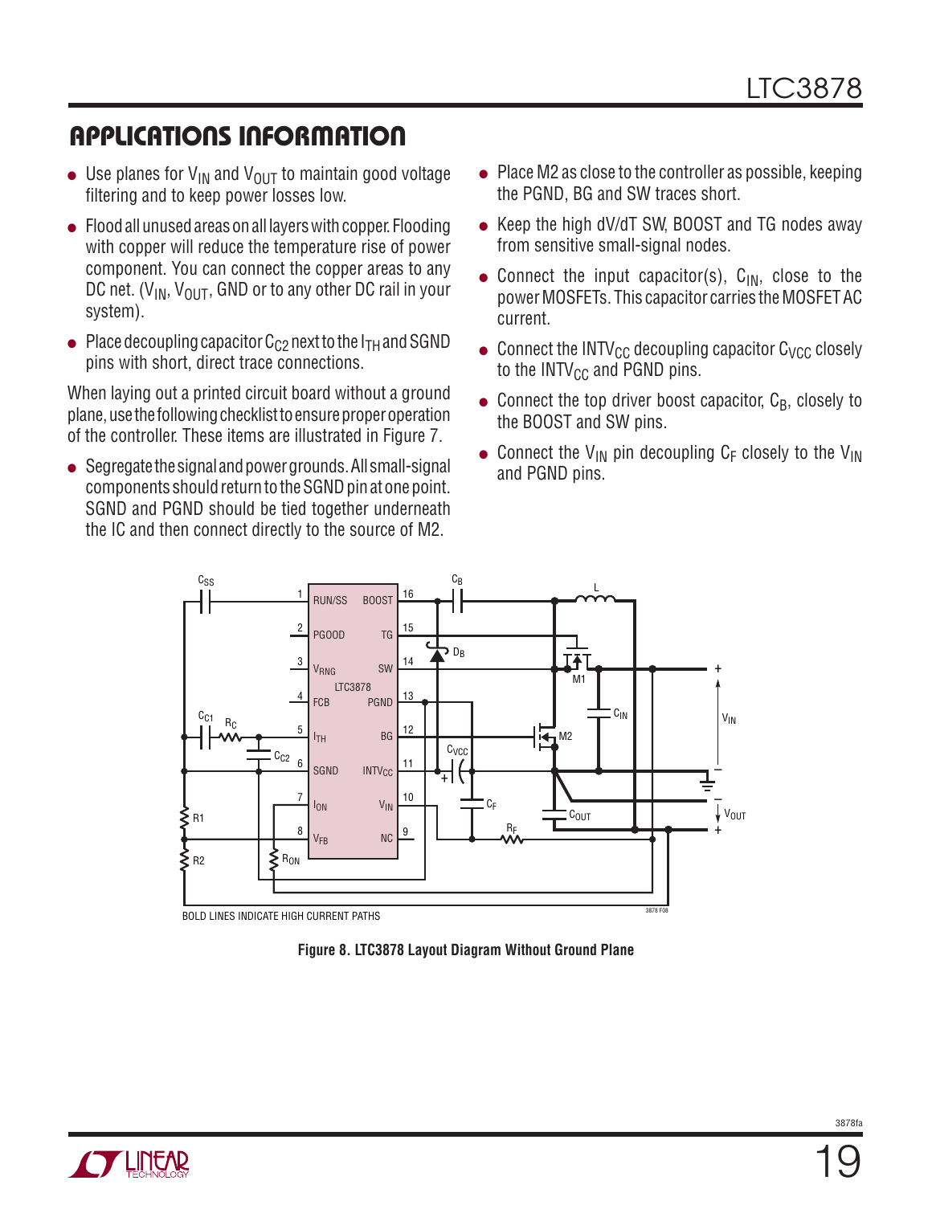## APPLICATIONS INFORMATION

- Use planes for $V_{IN}$ and $V_{OUT}$ to maintain good voltage filtering and to keep power losses low.
- Flood all unused areas on all layers with copper. Flooding with copper will reduce the temperature rise of power component. You can connect the copper areas to any DC net. ($V_{IN}$, $V_{OUT}$, GND or to any other DC rail in your system).
- Place decoupling capacitor $C_{C2}$ next to the $I_{TH}$ and SGND pins with short, direct trace connections.

When laying out a printed circuit board without a ground plane, use the following checklist to ensure proper operation of the controller. These items are illustrated in Figure 7.

- Segregate the signal and power grounds. All small-signal components should return to the SGND pin at one point. SGND and PGND should be tied together underneath the IC and then connect directly to the source of M2.
- Place M2 as close to the controller as possible, keeping the PGND, BG and SW traces short.
- Keep the high dV/dT SW, BOOST and TG nodes away from sensitive small-signal nodes.
- Connect the input capacitor(s), $C_{IN}$, close to the power MOSFETs. This capacitor carries the MOSFET AC current.
- Connect the $INTV_{CC}$ decoupling capacitor $C_{VCC}$ closely to the $INTV_{CC}$ and PGND pins.
- Connect the top driver boost capacitor, $C_B$, closely to the BOOST and SW pins.
- Connect the $V_{IN}$ pin decoupling $C_F$ closely to the $V_{IN}$ and PGND pins.

BOLD LINES INDICATE HIGH CURRENT PATHS

**Figure 8. LTC3878 Layout Diagram Without Ground Plane**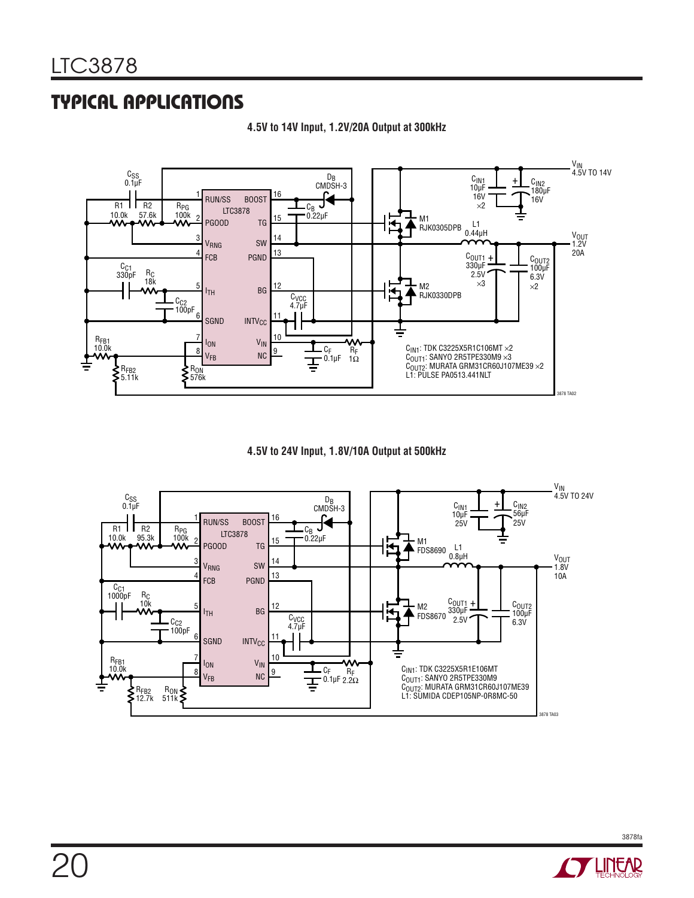## TYPICAL APPLICATIONS

**4.5V to 14V Input, 1.2V/20A Output at 300kHz**

$C_{IN1}$: TDK C3225X5R1C106MT ×2
$C_{OUT1}$: SANYO 2R5TPE330M9 ×3
$C_{OUT2}$: MURATA GRM31CR60J107ME39 ×2
L1: PULSE PA0513.441NLT

**4.5V to 24V Input, 1.8V/10A Output at 500kHz**

$C_{IN1}$: TDK C3225X5R1E106MT
$C_{OUT1}$: SANYO 2R5TPE330M9
$C_{OUT2}$: MURATA GRM31CR60J107ME39
L1: SUMIDA CDEP105NP-0R8MC-50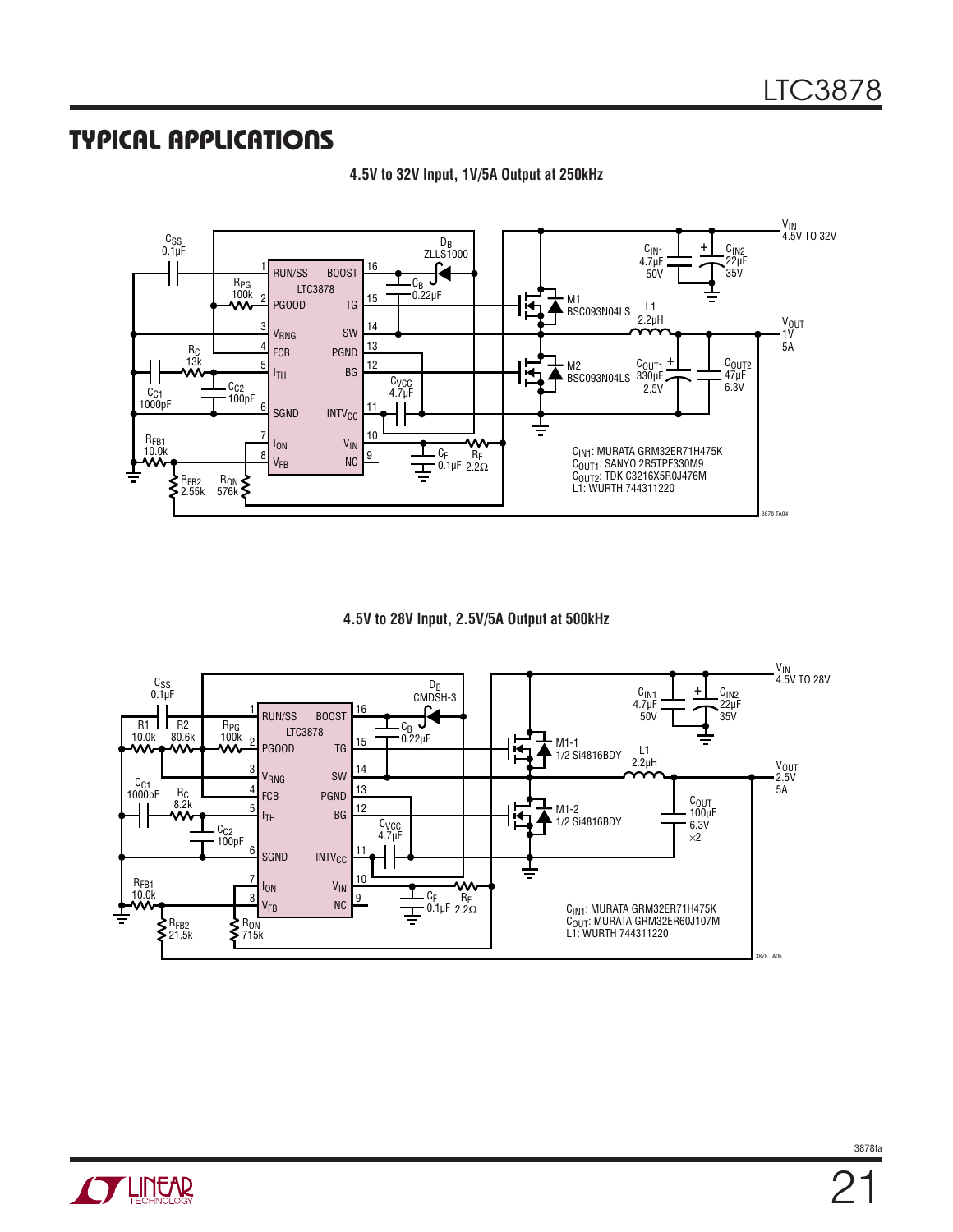## TYPICAL APPLICATIONS

**4.5V to 32V Input, 1V/5A Output at 250kHz**

$C_{SS}$ 0.1μF

$R_{PG}$ 100k

$R_C$ 13k

$C_{C1}$ 1000pF

$C_{C2}$ 100pF

$R_{FB1}$ 10.0k

$R_{FB2}$ 2.55k

$R_{ON}$ 576k

LTC3878: 1 RUN/SS, 2 PGOOD, 3 $V_{RNG}$, 4 FCB, 5 $I_{TH}$, 6 SGND, 7 $I_{ON}$, 8 $V_{FB}$, 16 BOOST, 15 TG, 14 SW, 13 PGND, 12 BG, 11 $INTV_{CC}$, 10 $V_{IN}$, 9 NC

$D_B$ ZLLS1000

$C_B$ 0.22μF

$C_{VCC}$ 4.7μF

$C_F$ 0.1μF

$R_F$ 2.2Ω

M1 BSC093N04LS

M2 BSC093N04LS

L1 2.2μH

$C_{IN1}$ 4.7μF 50V

$C_{IN2}$ 22μF 35V

$V_{IN}$ 4.5V TO 32V

$V_{OUT}$ 1V 5A

$C_{OUT1}$ 330μF 2.5V

$C_{OUT2}$ 47μF 6.3V

$C_{IN1}$: MURATA GRM32ER71H475K
$C_{OUT1}$: SANYO 2R5TPE330M9
$C_{OUT2}$: TDK C3216X5R0J476M
L1: WURTH 744311220

3878 TA04

**4.5V to 28V Input, 2.5V/5A Output at 500kHz**

$C_{SS}$ 0.1μF

R1 10.0k

R2 80.6k

$R_{PG}$ 100k

$C_{C1}$ 1000pF

$R_C$ 8.2k

$C_{C2}$ 100pF

$R_{FB1}$ 10.0k

$R_{FB2}$ 21.5k

$R_{ON}$ 715k

LTC3878: 1 RUN/SS, 2 PGOOD, 3 $V_{RNG}$, 4 FCB, 5 $I_{TH}$, 6 SGND, 7 $I_{ON}$, 8 $V_{FB}$, 16 BOOST, 15 TG, 14 SW, 13 PGND, 12 BG, 11 $INTV_{CC}$, 10 $V_{IN}$, 9 NC

$D_B$ CMDSH-3

$C_B$ 0.22μF

$C_{VCC}$ 4.7μF

$C_F$ 0.1μF

$R_F$ 2.2Ω

M1-1 1/2 Si4816BDY

M1-2 1/2 Si4816BDY

L1 2.2μH

$C_{IN1}$ 4.7μF 50V

$C_{IN2}$ 22μF 35V

$V_{IN}$ 4.5V TO 28V

$V_{OUT}$ 2.5V 5A

$C_{OUT}$ 100μF 6.3V ×2

$C_{IN1}$: MURATA GRM32ER71H475K
$C_{OUT}$: MURATA GRM32ER60J107M
L1: WURTH 744311220

3878 TA05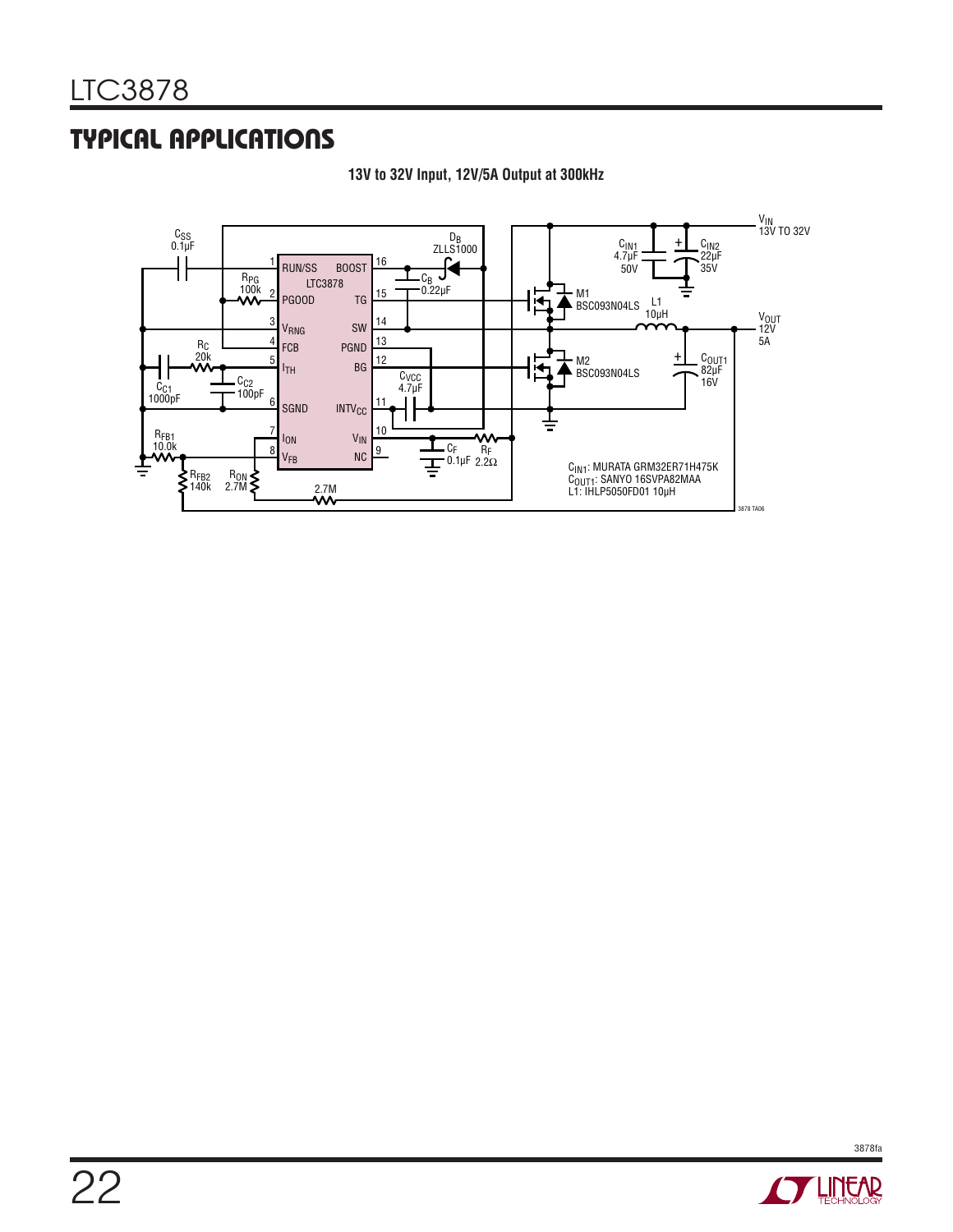## TYPICAL APPLICATIONS

**13V to 32V Input, 12V/5A Output at 300kHz**

$C_{IN1}$: MURATA GRM32ER71H475K
$C_{OUT1}$: SANYO 16SVPA82MAA
L1: IHLP5050FD01 10µH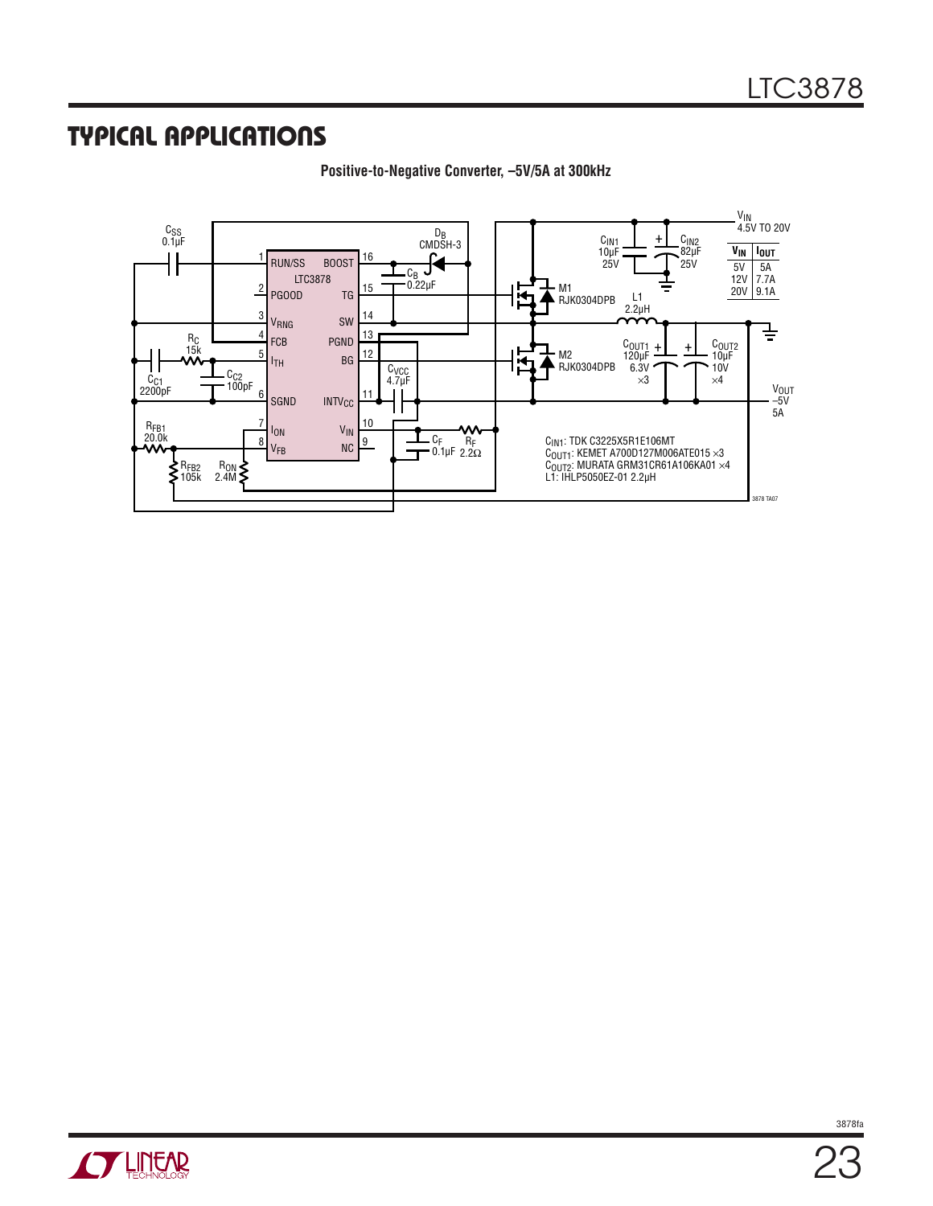## TYPICAL APPLICATIONS

**Positive-to-Negative Converter, –5V/5A at 300kHz**

| $V_{IN}$ | $I_{OUT}$ |
|---|---|
| 5V | 5A |
| 12V | 7.7A |
| 20V | 9.1A |

$C_{IN1}$: TDK C3225X5R1E106MT
$C_{OUT1}$: KEMET A700D127M006ATE015 ×3
$C_{OUT2}$: MURATA GRM31CR61A106KA01 ×4
L1: IHLP5050EZ-01 2.2µH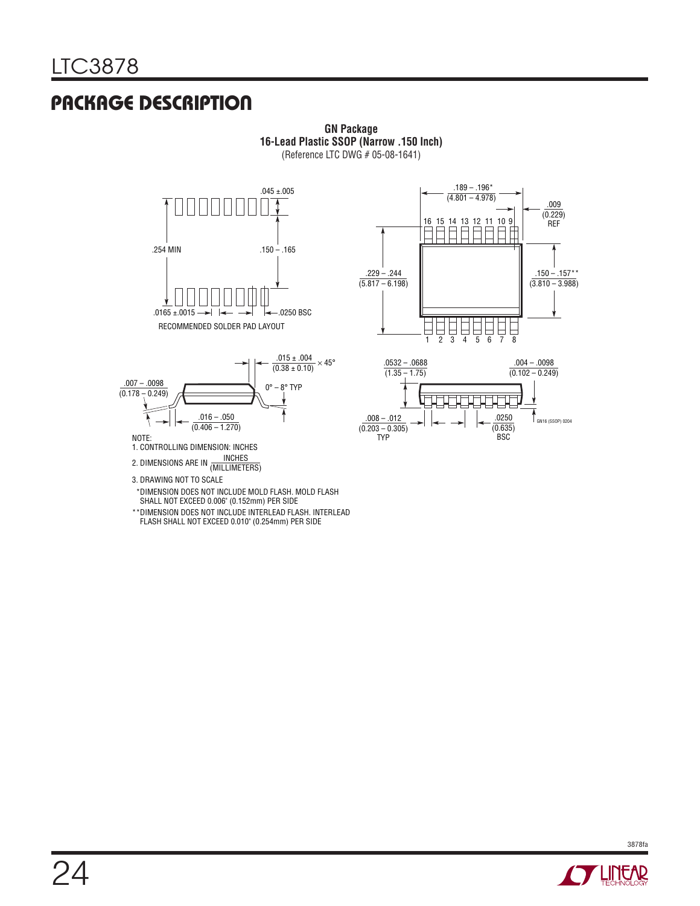## PACKAGE DESCRIPTION

**GN Package**
**16-Lead Plastic SSOP (Narrow .150 Inch)**
(Reference LTC DWG # 05-08-1641)

.045 ±.005

.254 MIN

.150 – .165

.0165 ±.0015

.0250 BSC

RECOMMENDED SOLDER PAD LAYOUT

.189 – .196*
(4.801 – 4.978)

.009
(0.229)
REF

16 15 14 13 12 11 10 9

.229 – .244
(5.817 – 6.198)

.150 – .157**
(3.810 – 3.988)

1 2 3 4 5 6 7 8

.015 ± .004
(0.38 ± 0.10) × 45°

.007 – .0098
(0.178 – 0.249)

0° – 8° TYP

.016 – .050
(0.406 – 1.270)

.0532 – .0688
(1.35 – 1.75)

.004 – .0098
(0.102 – 0.249)

.008 – .012
(0.203 – 0.305)
TYP

.0250
(0.635)
BSC

GN16 (SSOP) 0204

NOTE:
1. CONTROLLING DIMENSION: INCHES
2. DIMENSIONS ARE IN INCHES / (MILLIMETERS)
3. DRAWING NOT TO SCALE

*DIMENSION DOES NOT INCLUDE MOLD FLASH. MOLD FLASH SHALL NOT EXCEED 0.006" (0.152mm) PER SIDE

**DIMENSION DOES NOT INCLUDE INTERLEAD FLASH. INTERLEAD FLASH SHALL NOT EXCEED 0.010" (0.254mm) PER SIDE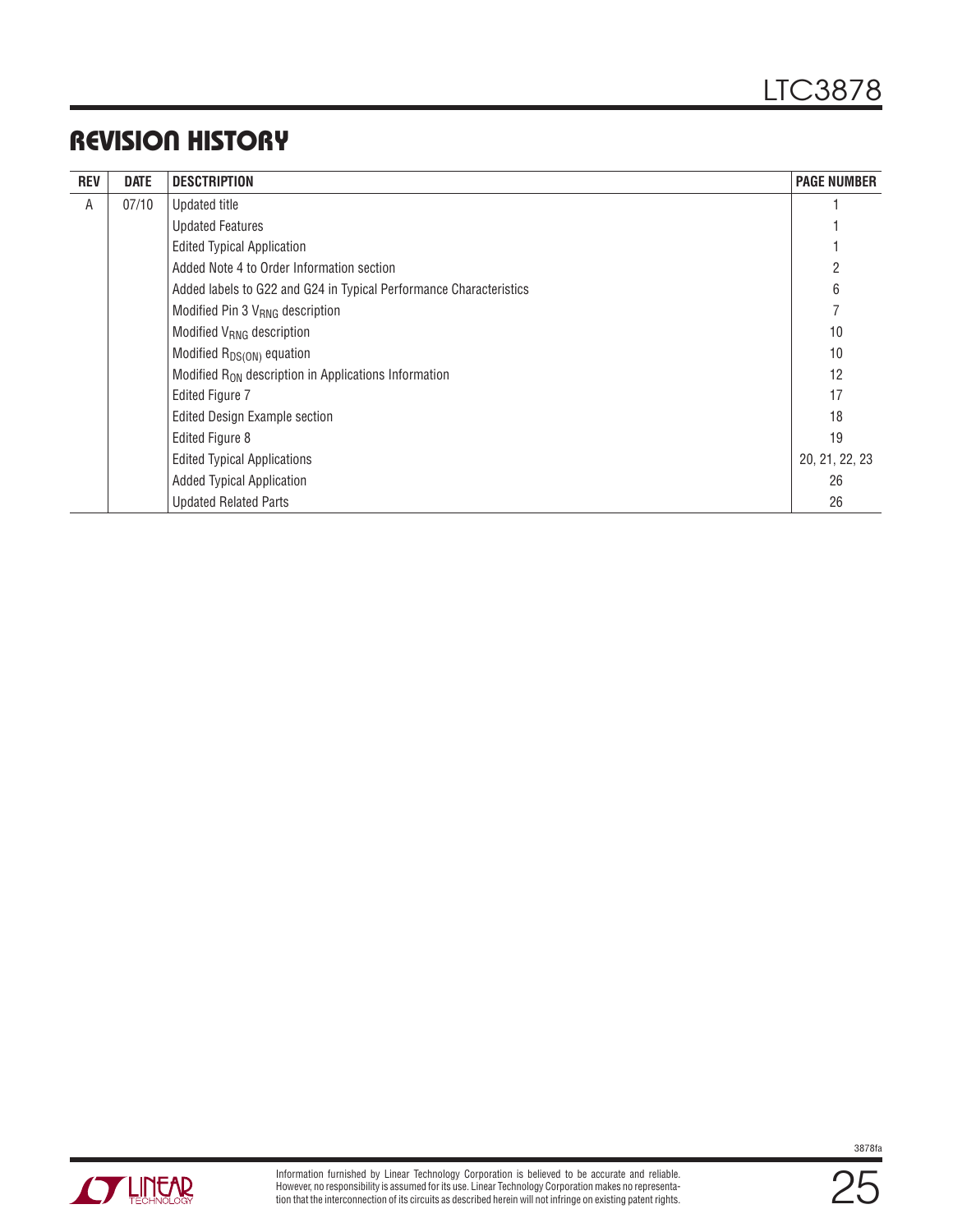## REVISION HISTORY

| REV | DATE | DESCRIPTION | PAGE NUMBER |
|---|---|---|---|
| A | 07/10 | Updated title | 1 |
| | | Updated Features | 1 |
| | | Edited Typical Application | 1 |
| | | Added Note 4 to Order Information section | 2 |
| | | Added labels to G22 and G24 in Typical Performance Characteristics | 6 |
| | | Modified Pin 3 $V_{RNG}$ description | 7 |
| | | Modified $V_{RNG}$ description | 10 |
| | | Modified $R_{DS(ON)}$ equation | 10 |
| | | Modified $R_{ON}$ description in Applications Information | 12 |
| | | Edited Figure 7 | 17 |
| | | Edited Design Example section | 18 |
| | | Edited Figure 8 | 19 |
| | | Edited Typical Applications | 20, 21, 22, 23 |
| | | Added Typical Application | 26 |
| | | Updated Related Parts | 26 |

Information furnished by Linear Technology Corporation is believed to be accurate and reliable. However, no responsibility is assumed for its use. Linear Technology Corporation makes no representation that the interconnection of its circuits as described herein will not infringe on existing patent rights.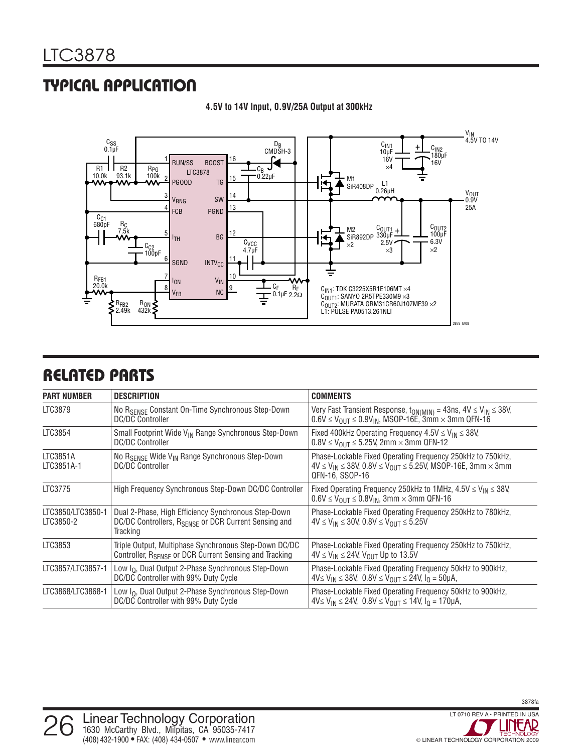## TYPICAL APPLICATION

**4.5V to 14V Input, 0.9V/25A Output at 300kHz**

$C_{SS}$ 0.1µF
R1 10.0k
R2 93.1k
$R_{PG}$ 100k
$C_{C1}$ 680pF
$R_C$ 7.5k
$C_{C2}$ 100pF
$R_{FB1}$ 20.0k
$R_{FB2}$ 2.49k
$R_{ON}$ 432k
1 RUN/SS
2 PGOOD
3 $V_{RNG}$
4 FCB
5 $I_{TH}$
6 SGND
7 $I_{ON}$
8 $V_{FB}$
LTC3878
16 BOOST
15 TG
14 SW
13 PGND
12 BG
11 $INTV_{CC}$
10 $V_{IN}$
9 NC
$D_B$ CMDSH-3
$C_B$ 0.22µF
$C_{VCC}$ 4.7µF
$C_F$ 0.1µF
$R_F$ 2.2Ω
M1 SiR408DP
M2 SiR892DP ×2
L1 0.26µH
$C_{IN1}$ 10µF 16V ×4
$C_{IN2}$ 180µF 16V
$C_{OUT1}$ 330µF 2.5V ×3
$C_{OUT2}$ 100µF 6.3V ×2
$V_{IN}$ 4.5V TO 14V
$V_{OUT}$ 0.9V 25A

$C_{IN1}$: TDK C3225X5R1E106MT ×4
$C_{OUT1}$: SANYO 2R5TPE330M9 ×3
$C_{OUT2}$: MURATA GRM31CR60J107ME39 ×2
L1: PULSE PA0513.261NLT

3878 TA08

## RELATED PARTS

| PART NUMBER | DESCRIPTION | COMMENTS |
|---|---|---|
| LTC3879 | No $R_{SENSE}$ Constant On-Time Synchronous Step-Down DC/DC Controller | Very Fast Transient Response, $t_{ON(MIN)}$ = 43ns, 4V ≤ $V_{IN}$ ≤ 38V, 0.6V ≤ $V_{OUT}$ ≤ 0.9$V_{IN}$, MSOP-16E, 3mm × 3mm QFN-16 |
| LTC3854 | Small Footprint Wide $V_{IN}$ Range Synchronous Step-Down DC/DC Controller | Fixed 400kHz Operating Frequency 4.5V ≤ $V_{IN}$ ≤ 38V, 0.8V ≤ $V_{OUT}$ ≤ 5.25V, 2mm × 3mm QFN-12 |
| LTC3851A LTC3851A-1 | No $R_{SENSE}$ Wide $V_{IN}$ Range Synchronous Step-Down DC/DC Controller | Phase-Lockable Fixed Operating Frequency 250kHz to 750kHz, 4V ≤ $V_{IN}$ ≤ 38V, 0.8V ≤ $V_{OUT}$ ≤ 5.25V, MSOP-16E, 3mm × 3mm QFN-16, SSOP-16 |
| LTC3775 | High Frequency Synchronous Step-Down DC/DC Controller | Fixed Operating Frequency 250kHz to 1MHz, 4.5V ≤ $V_{IN}$ ≤ 38V, 0.6V ≤ $V_{OUT}$ ≤ 0.8$V_{IN}$, 3mm × 3mm QFN-16 |
| LTC3850/LTC3850-1 LTC3850-2 | Dual 2-Phase, High Efficiency Synchronous Step-Down DC/DC Controllers, $R_{SENSE}$ or DCR Current Sensing and Tracking | Phase-Lockable Fixed Operating Frequency 250kHz to 780kHz, 4V ≤ $V_{IN}$ ≤ 30V, 0.8V ≤ $V_{OUT}$ ≤ 5.25V |
| LTC3853 | Triple Output, Multiphase Synchronous Step-Down DC/DC Controller, $R_{SENSE}$ or DCR Current Sensing and Tracking | Phase-Lockable Fixed Operating Frequency 250kHz to 750kHz, 4V ≤ $V_{IN}$ ≤ 24V, $V_{OUT}$ Up to 13.5V |
| LTC3857/LTC3857-1 | Low $I_Q$, Dual Output 2-Phase Synchronous Step-Down DC/DC Controller with 99% Duty Cycle | Phase-Lockable Fixed Operating Frequency 50kHz to 900kHz, 4V≤ $V_{IN}$ ≤ 38V, 0.8V ≤ $V_{OUT}$ ≤ 24V, $I_Q$ = 50µA, |
| LTC3868/LTC3868-1 | Low $I_Q$, Dual Output 2-Phase Synchronous Step-Down DC/DC Controller with 99% Duty Cycle | Phase-Lockable Fixed Operating Frequency 50kHz to 900kHz, 4V≤ $V_{IN}$ ≤ 24V, 0.8V ≤ $V_{OUT}$ ≤ 14V, $I_Q$ = 170µA, |

Linear Technology Corporation
1630 McCarthy Blvd., Milpitas, CA 95035-7417
(408) 432-1900 • FAX: (408) 434-0507 • www.linear.com

LT 0710 REV A • PRINTED IN USA
© LINEAR TECHNOLOGY CORPORATION 2009